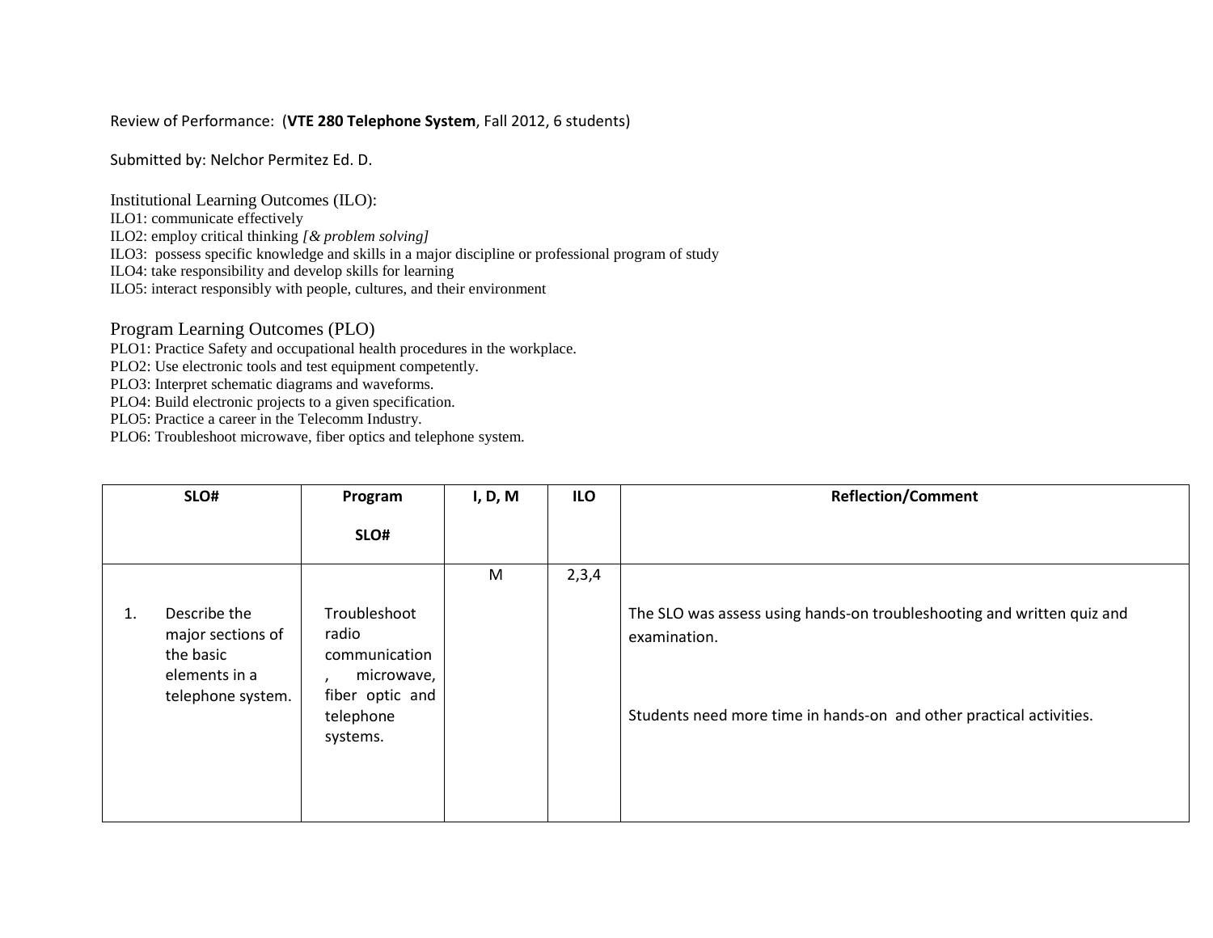Review of Performance: (**VTE 280 Telephone System**, Fall 2012, 6 students)

Submitted by: Nelchor Permitez Ed. D.

Institutional Learning Outcomes (ILO):
ILO1: communicate effectively
ILO2: employ critical thinking *[& problem solving]*
ILO3: possess specific knowledge and skills in a major discipline or professional program of study
ILO4: take responsibility and develop skills for learning
ILO5: interact responsibly with people, cultures, and their environment

Program Learning Outcomes (PLO)
PLO1: Practice Safety and occupational health procedures in the workplace.
PLO2: Use electronic tools and test equipment competently.
PLO3: Interpret schematic diagrams and waveforms.
PLO4: Build electronic projects to a given specification.
PLO5: Practice a career in the Telecomm Industry.
PLO6: Troubleshoot microwave, fiber optics and telephone system.

| SLO# | Program SLO# | I, D, M | ILO | Reflection/Comment |
|---|---|---|---|---|
| 1. Describe the major sections of the basic elements in a telephone system. | Troubleshoot radio communication, microwave, fiber optic and telephone systems. | M | 2,3,4 | The SLO was assess using hands-on troubleshooting and written quiz and examination.<br><br>Students need more time in hands-on and other practical activities. |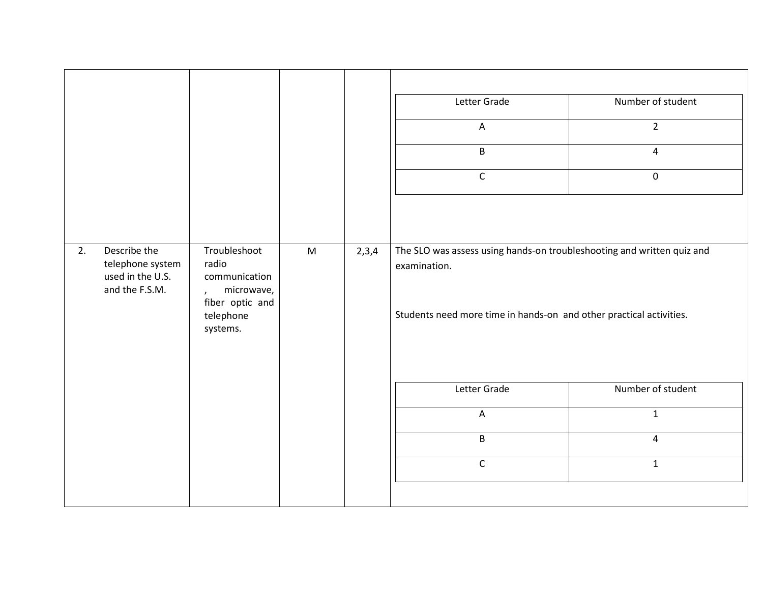| | | | | |
|---|---|---|---|---|
| | | | | Letter Grade: A – 2; B – 4; C – 0 |
| 2. Describe the telephone system used in the U.S. and the F.S.M. | Troubleshoot radio communication, microwave, fiber optic and telephone systems. | M | 2,3,4 | The SLO was assess using hands-on troubleshooting and written quiz and examination. Students need more time in hands-on and other practical activities. Letter Grade: A – 1; B – 4; C – 1 |

| Letter Grade | Number of student |
|---|---|
| A | 2 |
| B | 4 |
| C | 0 |

| Letter Grade | Number of student |
|---|---|
| A | 1 |
| B | 4 |
| C | 1 |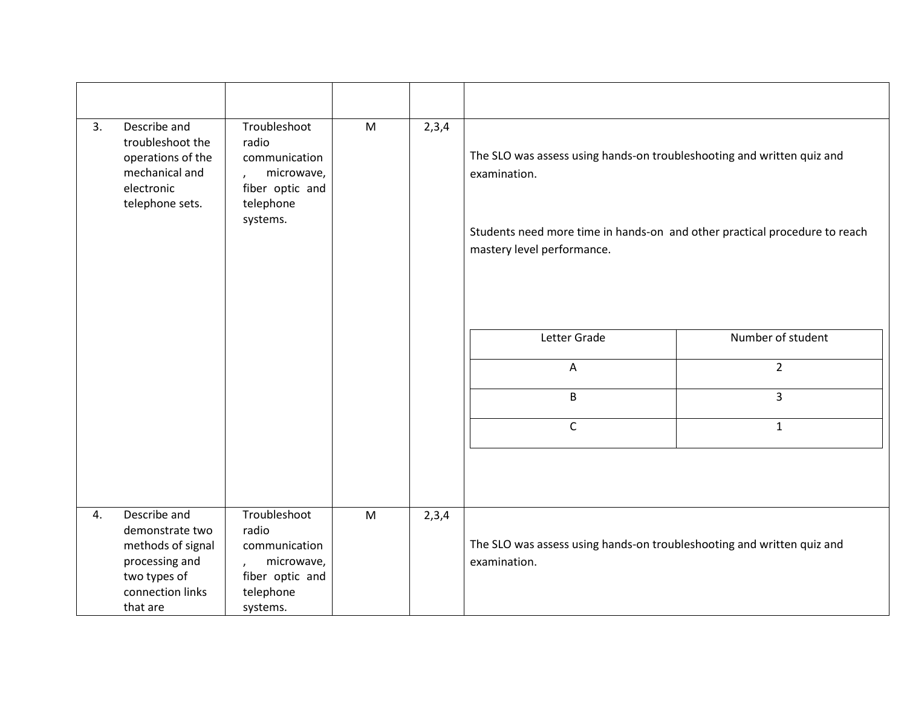|  |  |  |  |  |
|---|---|---|---|---|
| 3. Describe and troubleshoot the operations of the mechanical and electronic telephone sets. | Troubleshoot radio communication , microwave, fiber optic and telephone systems. | M | 2,3,4 | The SLO was assess using hands-on troubleshooting and written quiz and examination.<br><br>Students need more time in hands-on and other practical procedure to reach mastery level performance.<br><br>Letter Grade / Number of student: A = 2; B = 3; C = 1 |
| 4. Describe and demonstrate two methods of signal processing and two types of connection links that are | Troubleshoot radio communication , microwave, fiber optic and telephone systems. | M | 2,3,4 | The SLO was assess using hands-on troubleshooting and written quiz and examination. |

| Letter Grade | Number of student |
|---|---|
| A | 2 |
| B | 3 |
| C | 1 |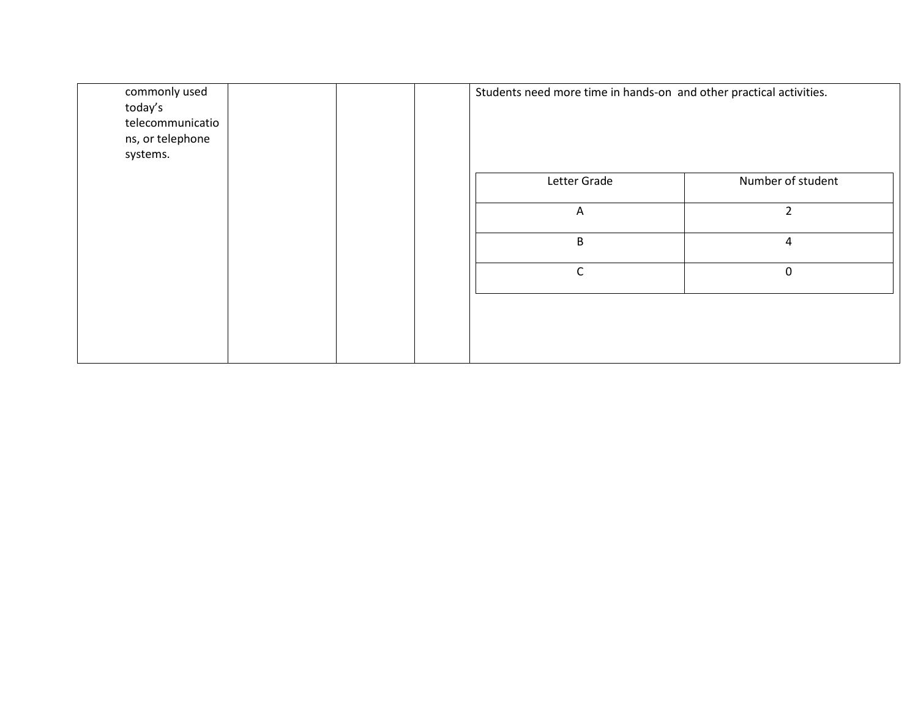| | | | | |
|---|---|---|---|---|
| commonly used today's telecommunications, or telephone systems. | | | | Students need more time in hands-on and other practical activities. |

| Letter Grade | Number of student |
|---|---|
| A | 2 |
| B | 4 |
| C | 0 |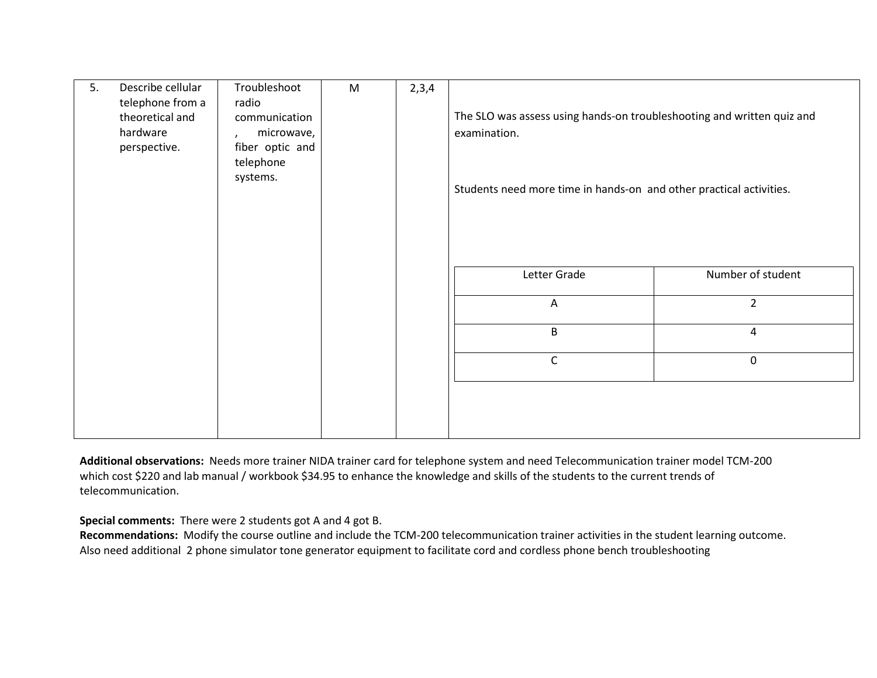| 5. | Describe cellular telephone from a theoretical and hardware perspective. | Troubleshoot radio communication, microwave, fiber optic and telephone systems. | M | 2,3,4 | The SLO was assess using hands-on troubleshooting and written quiz and examination.<br><br>Students need more time in hands-on and other practical activities.<br><br>Letter Grade: A – 2; B – 4; C – 0 |
|---|---|---|---|---|---|

| Letter Grade | Number of student |
|---|---|
| A | 2 |
| B | 4 |
| C | 0 |

**Additional observations:** Needs more trainer NIDA trainer card for telephone system and need Telecommunication trainer model TCM-200 which cost $220 and lab manual / workbook $34.95 to enhance the knowledge and skills of the students to the current trends of telecommunication.

**Special comments:** There were 2 students got A and 4 got B.

**Recommendations:** Modify the course outline and include the TCM-200 telecommunication trainer activities in the student learning outcome. Also need additional 2 phone simulator tone generator equipment to facilitate cord and cordless phone bench troubleshooting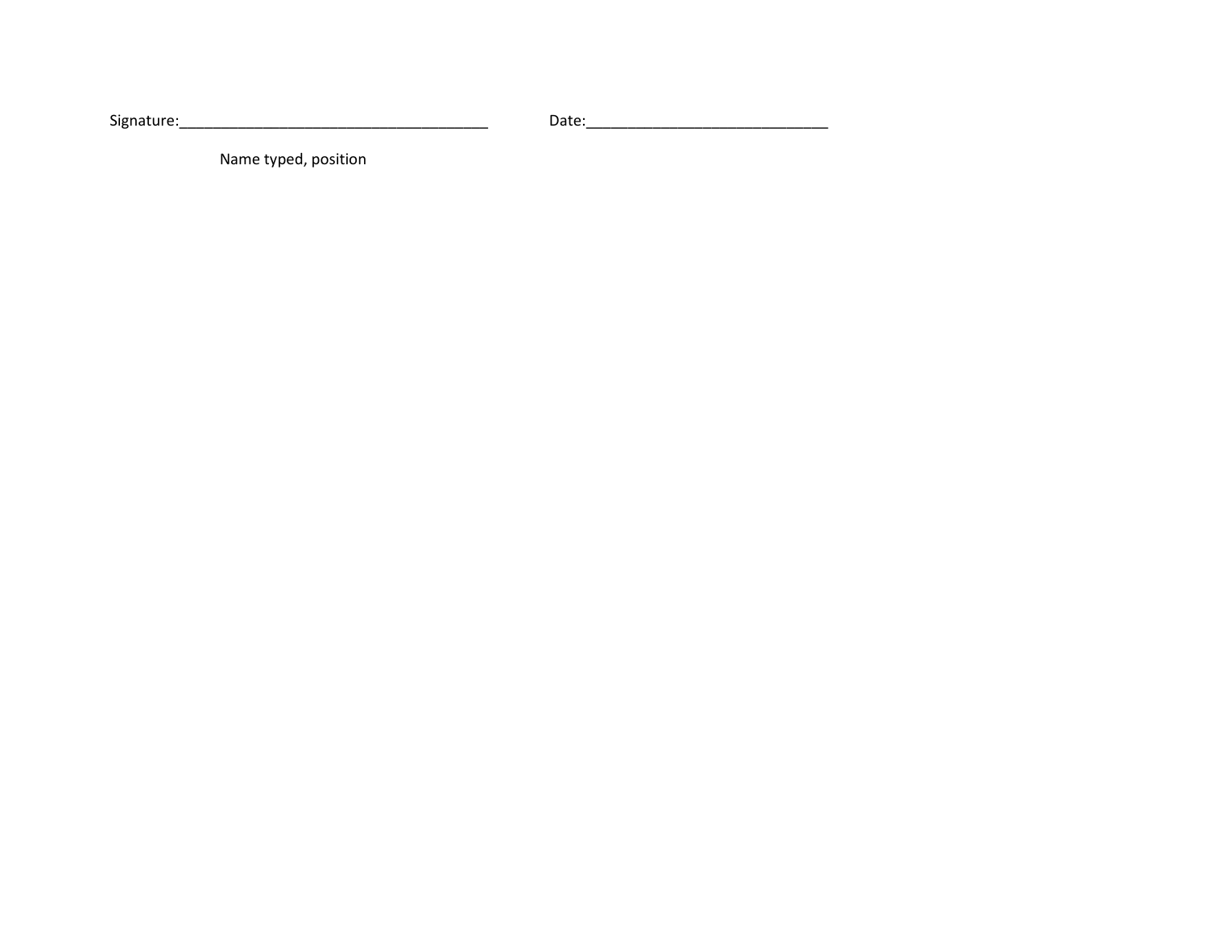Signature:______________________________________ Date:_____________________________

Name typed, position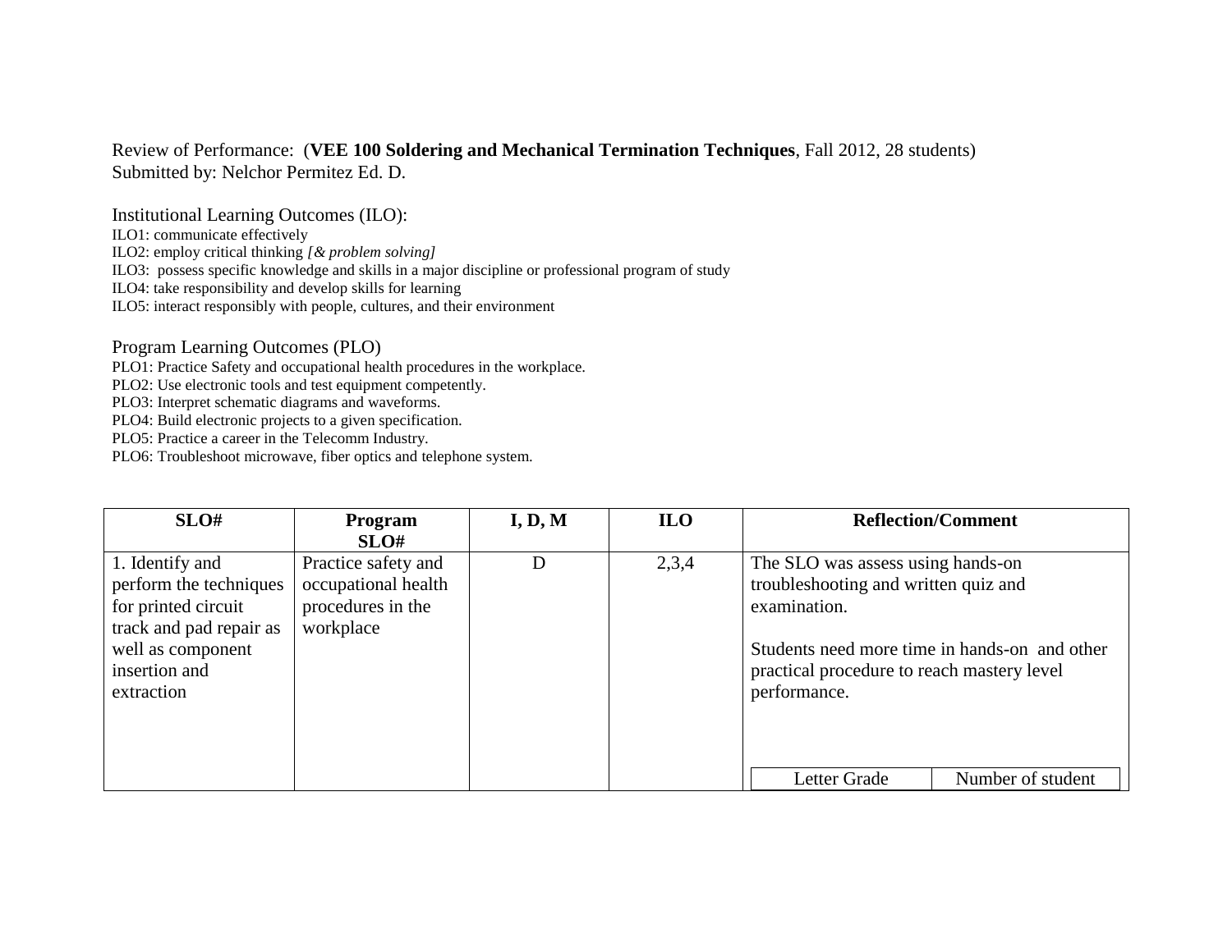Review of Performance: (**VEE 100 Soldering and Mechanical Termination Techniques**, Fall 2012, 28 students)
Submitted by: Nelchor Permitez Ed. D.

Institutional Learning Outcomes (ILO):

ILO1: communicate effectively
ILO2: employ critical thinking *[& problem solving]*
ILO3: possess specific knowledge and skills in a major discipline or professional program of study
ILO4: take responsibility and develop skills for learning
ILO5: interact responsibly with people, cultures, and their environment

Program Learning Outcomes (PLO)

PLO1: Practice Safety and occupational health procedures in the workplace.
PLO2: Use electronic tools and test equipment competently.
PLO3: Interpret schematic diagrams and waveforms.
PLO4: Build electronic projects to a given specification.
PLO5: Practice a career in the Telecomm Industry.
PLO6: Troubleshoot microwave, fiber optics and telephone system.

| SLO# | Program SLO# | I, D, M | ILO | Reflection/Comment |
|---|---|---|---|---|
| 1. Identify and perform the techniques for printed circuit track and pad repair as well as component insertion and extraction | Practice safety and occupational health procedures in the workplace | D | 2,3,4 | The SLO was assess using hands-on troubleshooting and written quiz and examination.<br><br>Students need more time in hands-on and other practical procedure to reach mastery level performance.<br><br>Letter Grade \| Number of student |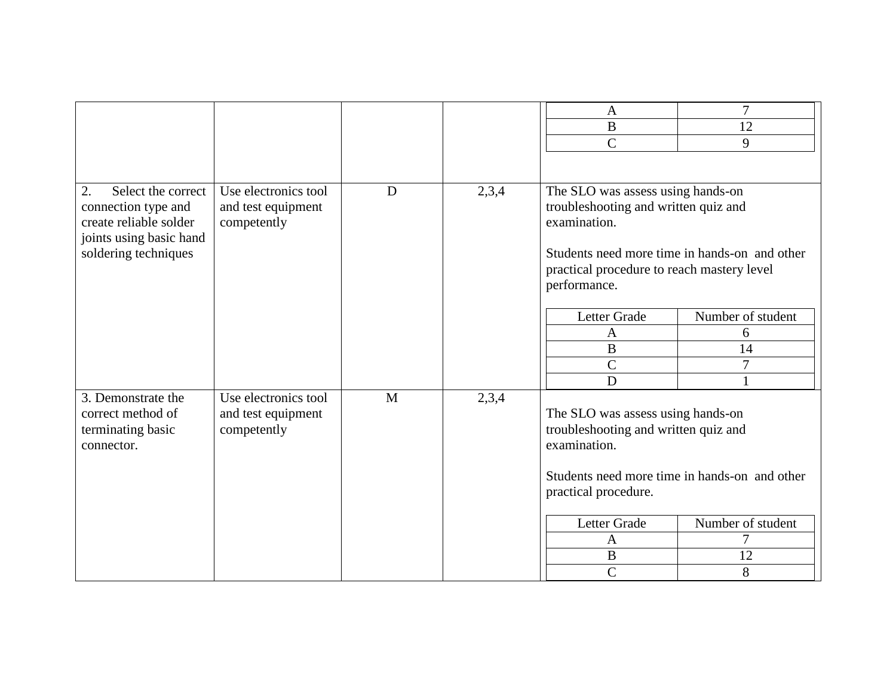| | | | | |
|---|---|---|---|---|
| | | | | A: 7<br>B: 12<br>C: 9 |
| 2. Select the correct connection type and create reliable solder joints using basic hand soldering techniques | Use electronics tool and test equipment competently | D | 2,3,4 | The SLO was assess using hands-on troubleshooting and written quiz and examination.<br><br>Students need more time in hands-on and other practical procedure to reach mastery level performance.<br><br>Letter Grade / Number of student<br>A: 6<br>B: 14<br>C: 7<br>D: 1 |
| 3. Demonstrate the correct method of terminating basic connector. | Use electronics tool and test equipment competently | M | 2,3,4 | The SLO was assess using hands-on troubleshooting and written quiz and examination.<br><br>Students need more time in hands-on and other practical procedure.<br><br>Letter Grade / Number of student<br>A: 7<br>B: 12<br>C: 8 |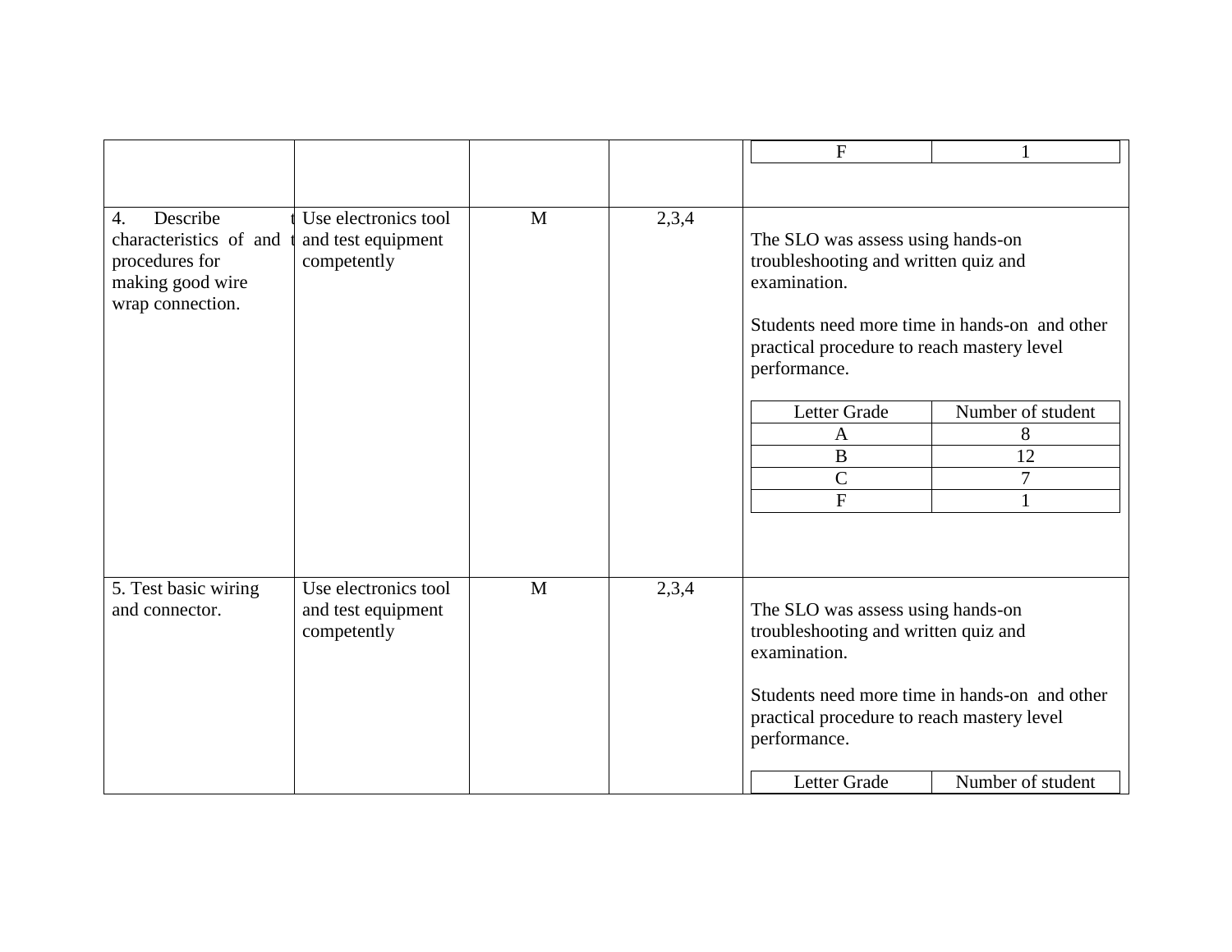| | | | | F: 1 |
|---|---|---|---|---|
| 4. Describe characteristics of and procedures for making good wire wrap connection. | Use electronics tool and test equipment competently | M | 2,3,4 | The SLO was assess using hands-on troubleshooting and written quiz and examination.<br><br>Students need more time in hands-on and other practical procedure to reach mastery level performance.<br><br>Letter Grade / Number of student:<br>A: 8<br>B: 12<br>C: 7<br>F: 1 |
| 5. Test basic wiring and connector. | Use electronics tool and test equipment competently | M | 2,3,4 | The SLO was assess using hands-on troubleshooting and written quiz and examination.<br><br>Students need more time in hands-on and other practical procedure to reach mastery level performance.<br><br>Letter Grade / Number of student |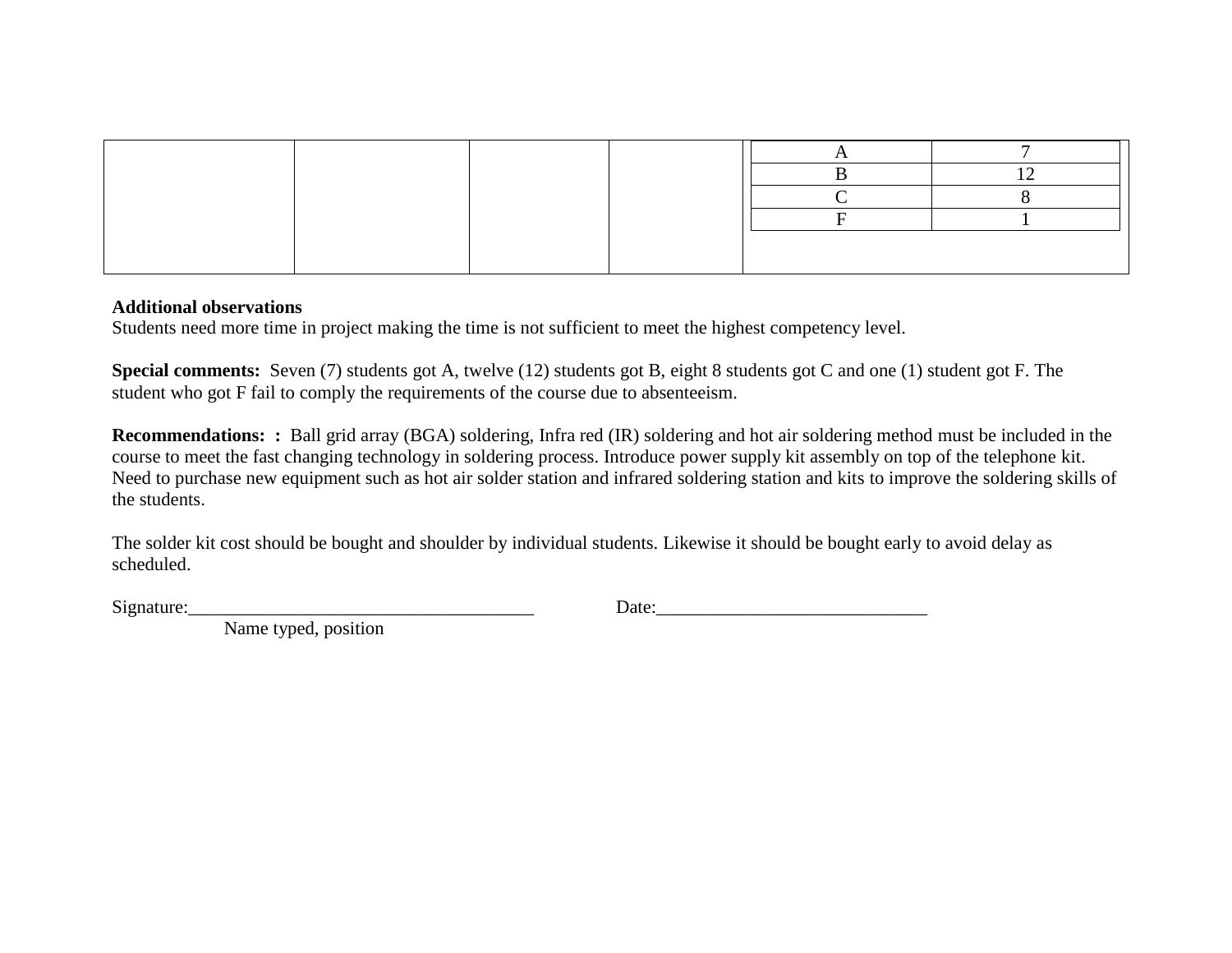| | | | | |
|---|---|---|---|---|
| | | | | A: 7<br>B: 12<br>C: 8<br>F: 1 |

**Additional observations**
Students need more time in project making the time is not sufficient to meet the highest competency level.

**Special comments:** Seven (7) students got A, twelve (12) students got B, eight 8 students got C and one (1) student got F. The student who got F fail to comply the requirements of the course due to absenteeism.

**Recommendations: :** Ball grid array (BGA) soldering, Infra red (IR) soldering and hot air soldering method must be included in the course to meet the fast changing technology in soldering process. Introduce power supply kit assembly on top of the telephone kit. Need to purchase new equipment such as hot air solder station and infrared soldering station and kits to improve the soldering skills of the students.

The solder kit cost should be bought and shoulder by individual students. Likewise it should be bought early to avoid delay as scheduled.

Signature:_____________________________________ Date:_____________________________
Name typed, position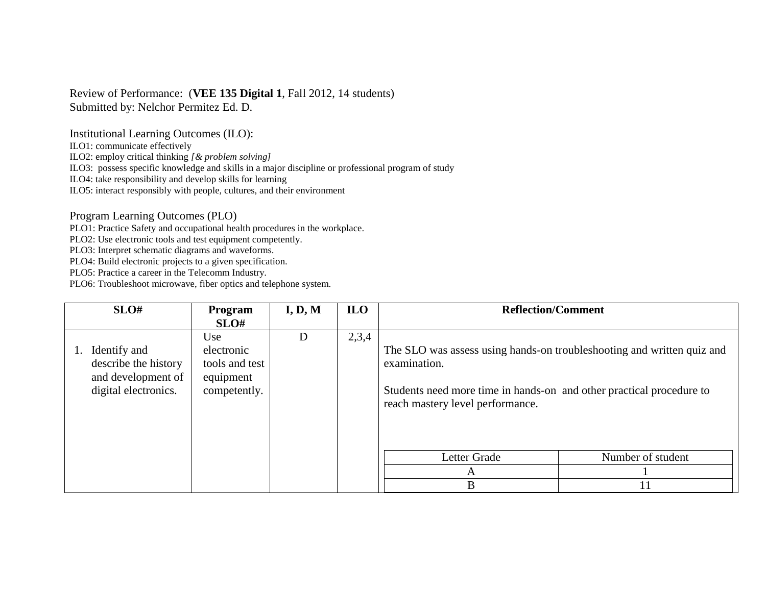Review of Performance: (**VEE 135 Digital 1**, Fall 2012, 14 students)
Submitted by: Nelchor Permitez Ed. D.

Institutional Learning Outcomes (ILO):
ILO1: communicate effectively
ILO2: employ critical thinking *[& problem solving]*
ILO3: possess specific knowledge and skills in a major discipline or professional program of study
ILO4: take responsibility and develop skills for learning
ILO5: interact responsibly with people, cultures, and their environment

Program Learning Outcomes (PLO)
PLO1: Practice Safety and occupational health procedures in the workplace.
PLO2: Use electronic tools and test equipment competently.
PLO3: Interpret schematic diagrams and waveforms.
PLO4: Build electronic projects to a given specification.
PLO5: Practice a career in the Telecomm Industry.
PLO6: Troubleshoot microwave, fiber optics and telephone system.

| SLO# | Program SLO# | I, D, M | ILO | Reflection/Comment |
|---|---|---|---|---|
| 1. Identify and describe the history and development of digital electronics. | Use electronic tools and test equipment competently. | D | 2,3,4 | The SLO was assess using hands-on troubleshooting and written quiz and examination.<br><br>Students need more time in hands-on and other practical procedure to reach mastery level performance. |

| Letter Grade | Number of student |
|---|---|
| A | 1 |
| B | 11 |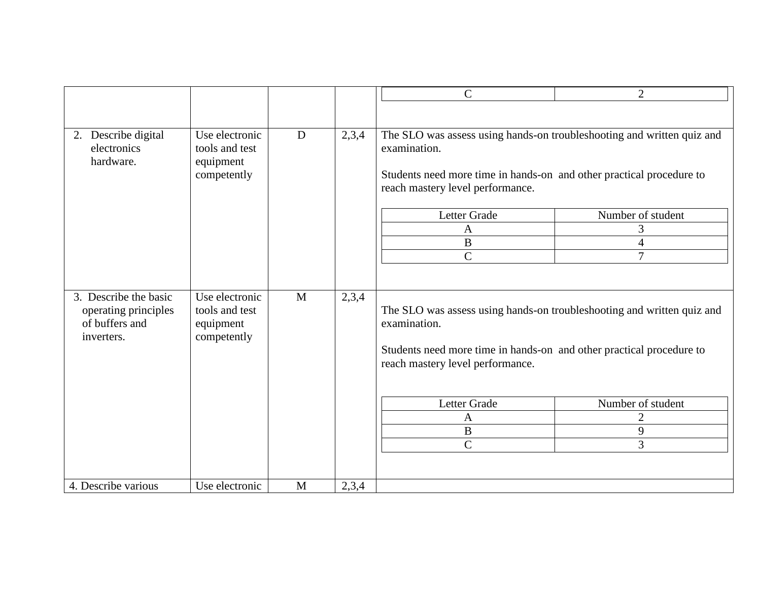| | | | | |
|---|---|---|---|---|
| | | | | C \| 2 |
| 2. Describe digital electronics hardware. | Use electronic tools and test equipment competently | D | 2,3,4 | The SLO was assess using hands-on troubleshooting and written quiz and examination.<br><br>Students need more time in hands-on and other practical procedure to reach mastery level performance.<br><br>Letter Grade \| Number of student<br>A \| 3<br>B \| 4<br>C \| 7 |
| 3. Describe the basic operating principles of buffers and inverters. | Use electronic tools and test equipment competently | M | 2,3,4 | The SLO was assess using hands-on troubleshooting and written quiz and examination.<br><br>Students need more time in hands-on and other practical procedure to reach mastery level performance.<br><br>Letter Grade \| Number of student<br>A \| 2<br>B \| 9<br>C \| 3 |
| 4. Describe various | Use electronic | M | 2,3,4 | |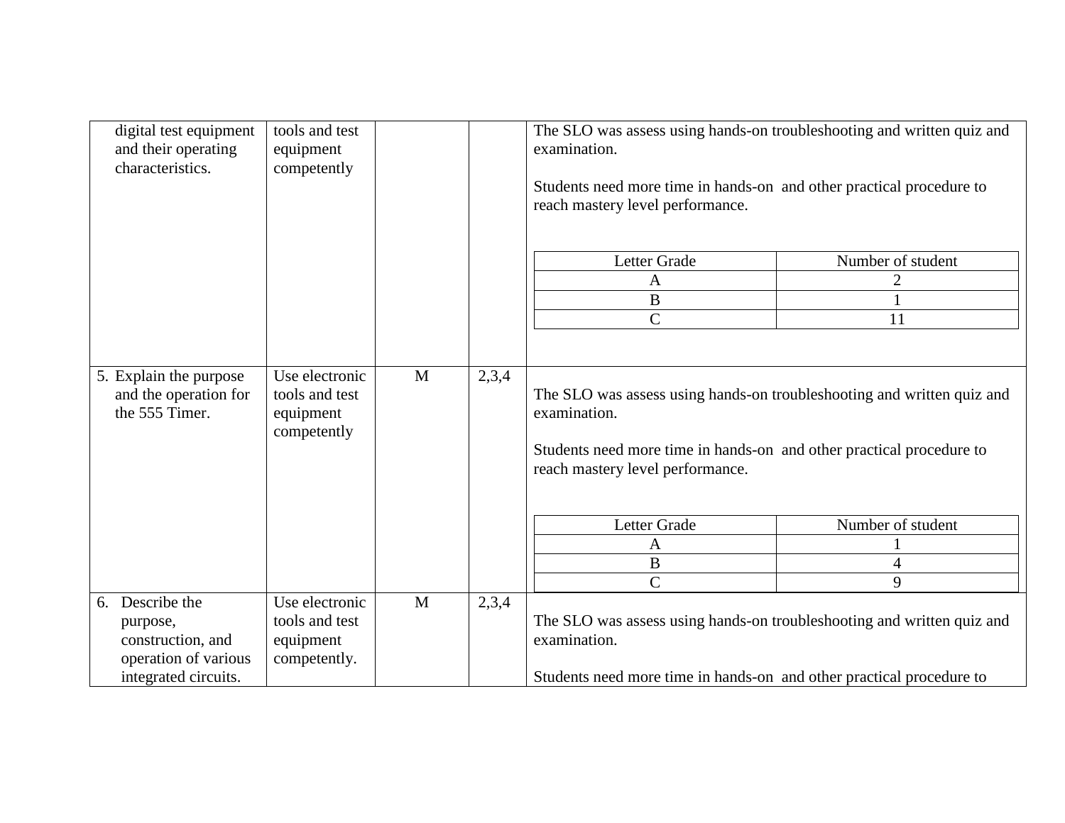| | | | | |
|---|---|---|---|---|
| digital test equipment and their operating characteristics. | tools and test equipment competently | | | The SLO was assess using hands-on troubleshooting and written quiz and examination.<br><br>Students need more time in hands-on and other practical procedure to reach mastery level performance.<br><br>Letter Grade / Number of student: A – 2; B – 1; C – 11 |
| 5. Explain the purpose and the operation for the 555 Timer. | Use electronic tools and test equipment competently | M | 2,3,4 | The SLO was assess using hands-on troubleshooting and written quiz and examination.<br><br>Students need more time in hands-on and other practical procedure to reach mastery level performance.<br><br>Letter Grade / Number of student: A – 1; B – 4; C – 9 |
| 6. Describe the purpose, construction, and operation of various integrated circuits. | Use electronic tools and test equipment competently. | M | 2,3,4 | The SLO was assess using hands-on troubleshooting and written quiz and examination.<br><br>Students need more time in hands-on and other practical procedure to |

| Letter Grade | Number of student |
|---|---|
| A | 2 |
| B | 1 |
| C | 11 |

| Letter Grade | Number of student |
|---|---|
| A | 1 |
| B | 4 |
| C | 9 |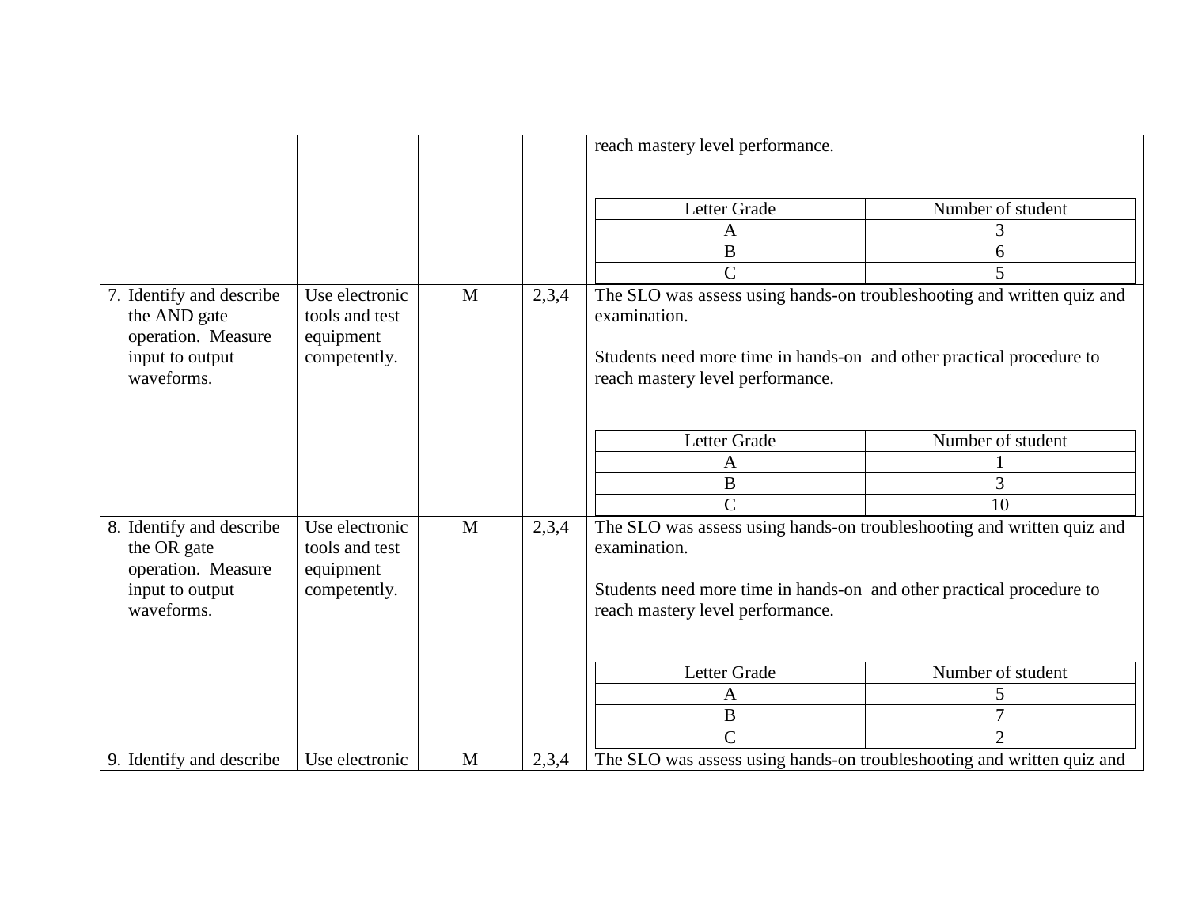| | | | | |
|---|---|---|---|---|
| | | | | reach mastery level performance.<br><br>Letter Grade / Number of student<br>A: 3<br>B: 6<br>C: 5 |
| 7. Identify and describe the AND gate operation. Measure input to output waveforms. | Use electronic tools and test equipment competently. | M | 2,3,4 | The SLO was assess using hands-on troubleshooting and written quiz and examination.<br><br>Students need more time in hands-on and other practical procedure to reach mastery level performance.<br><br>Letter Grade / Number of student<br>A: 1<br>B: 3<br>C: 10 |
| 8. Identify and describe the OR gate operation. Measure input to output waveforms. | Use electronic tools and test equipment competently. | M | 2,3,4 | The SLO was assess using hands-on troubleshooting and written quiz and examination.<br><br>Students need more time in hands-on and other practical procedure to reach mastery level performance.<br><br>Letter Grade / Number of student<br>A: 5<br>B: 7<br>C: 2 |
| 9. Identify and describe | Use electronic | M | 2,3,4 | The SLO was assess using hands-on troubleshooting and written quiz and |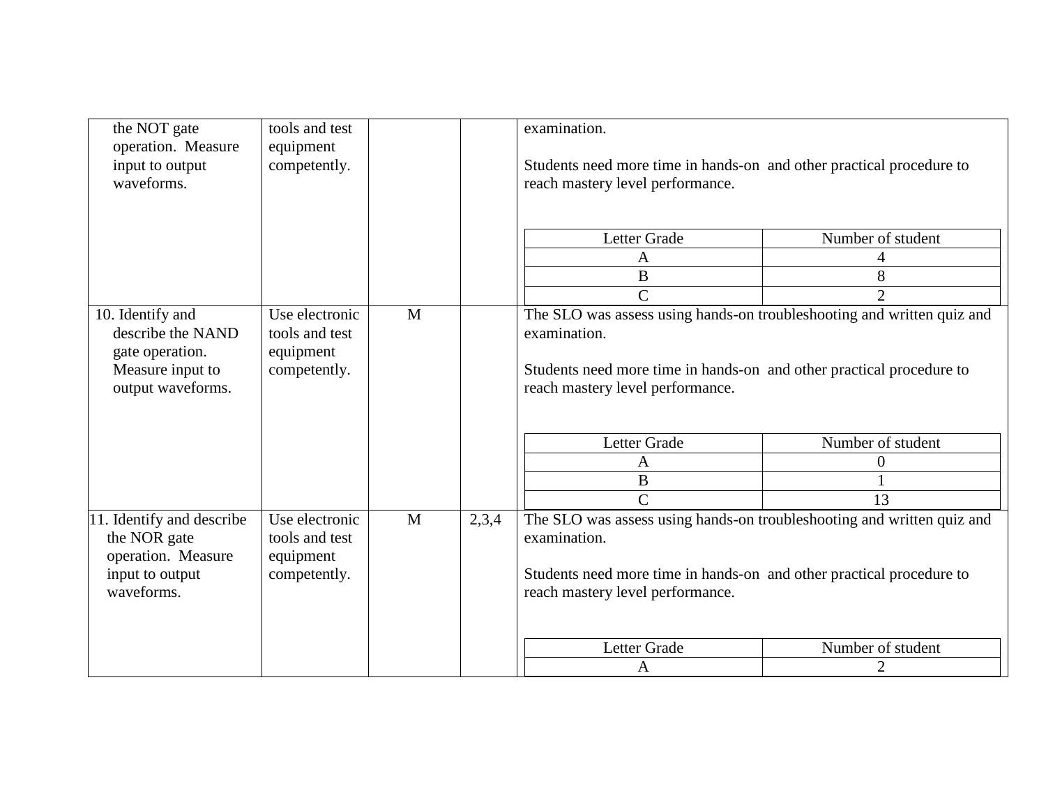| | | | | |
|---|---|---|---|---|
| the NOT gate operation. Measure input to output waveforms. | tools and test equipment competently. | | | examination.<br><br>Students need more time in hands-on and other practical procedure to reach mastery level performance.<br><br>Letter Grade / Number of student:<br>A: 4<br>B: 8<br>C: 2 |
| 10. Identify and describe the NAND gate operation. Measure input to output waveforms. | Use electronic tools and test equipment competently. | M | | The SLO was assess using hands-on troubleshooting and written quiz and examination.<br><br>Students need more time in hands-on and other practical procedure to reach mastery level performance.<br><br>Letter Grade / Number of student:<br>A: 0<br>B: 1<br>C: 13 |
| 11. Identify and describe the NOR gate operation. Measure input to output waveforms. | Use electronic tools and test equipment competently. | M | 2,3,4 | The SLO was assess using hands-on troubleshooting and written quiz and examination.<br><br>Students need more time in hands-on and other practical procedure to reach mastery level performance.<br><br>Letter Grade / Number of student:<br>A: 2 |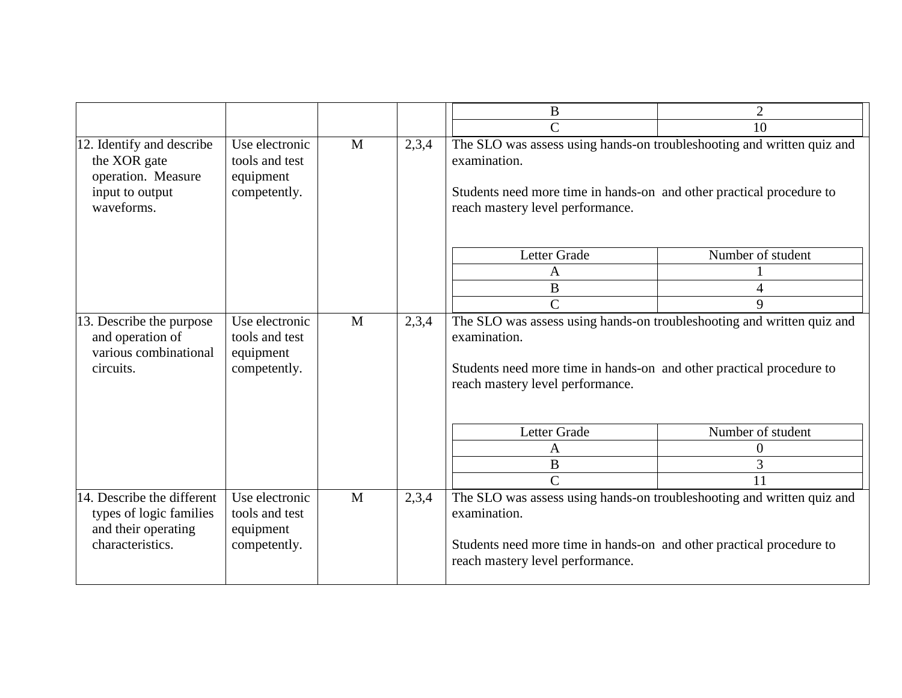| | | | | | |
|---|---|---|---|---|---|
| | | | | B | 2 |
| | | | | C | 10 |

| | | | | |
|---|---|---|---|---|
| 12. Identify and describe the XOR gate operation. Measure input to output waveforms. | Use electronic tools and test equipment competently. | M | 2,3,4 | The SLO was assess using hands-on troubleshooting and written quiz and examination.<br><br>Students need more time in hands-on and other practical procedure to reach mastery level performance. |

| Letter Grade | Number of student |
|---|---|
| A | 1 |
| B | 4 |
| C | 9 |

| | | | | |
|---|---|---|---|---|
| 13. Describe the purpose and operation of various combinational circuits. | Use electronic tools and test equipment competently. | M | 2,3,4 | The SLO was assess using hands-on troubleshooting and written quiz and examination.<br><br>Students need more time in hands-on and other practical procedure to reach mastery level performance. |

| Letter Grade | Number of student |
|---|---|
| A | 0 |
| B | 3 |
| C | 11 |

| | | | | |
|---|---|---|---|---|
| 14. Describe the different types of logic families and their operating characteristics. | Use electronic tools and test equipment competently. | M | 2,3,4 | The SLO was assess using hands-on troubleshooting and written quiz and examination.<br><br>Students need more time in hands-on and other practical procedure to reach mastery level performance. |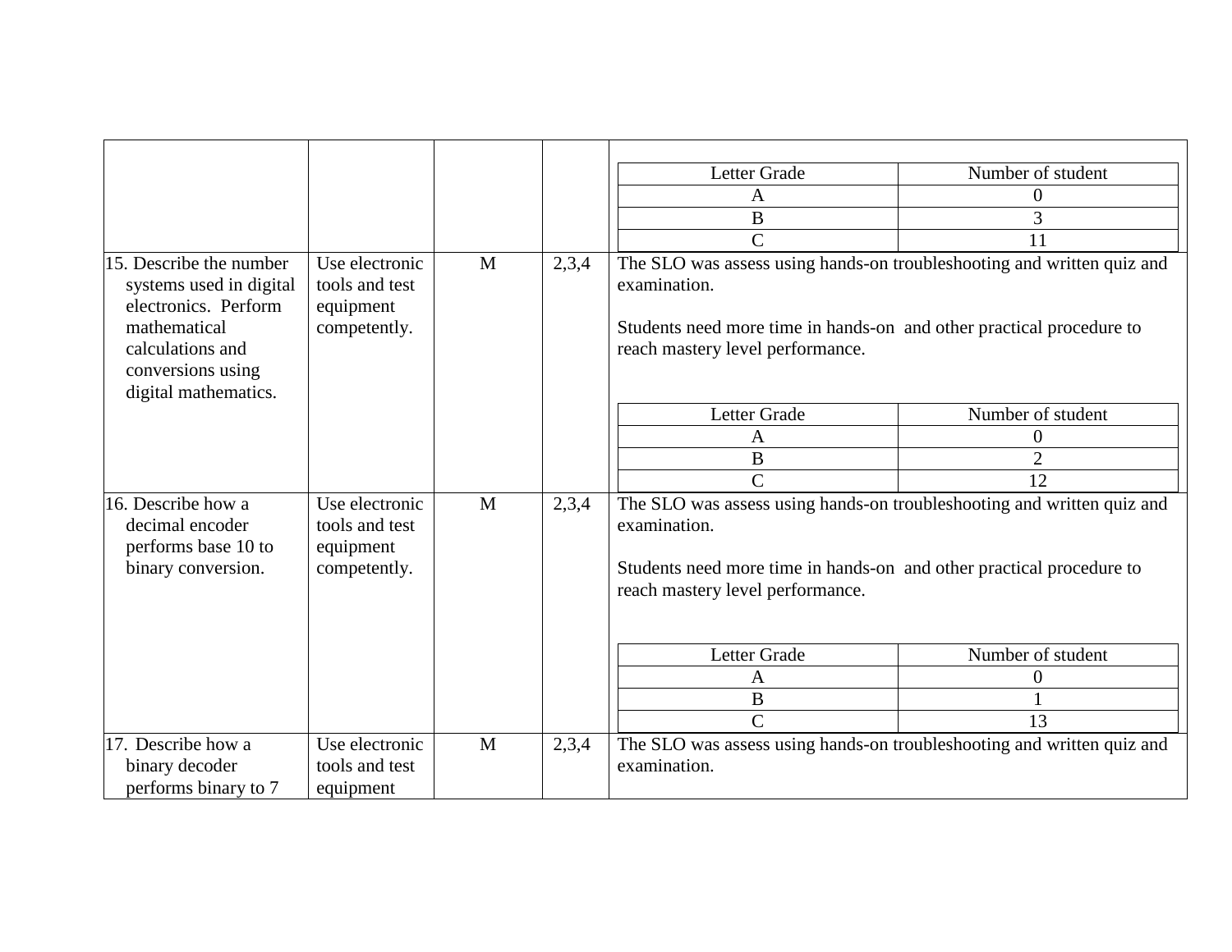| | | | | |
|---|---|---|---|---|
| | | | | <table><tr><th>Letter Grade</th><th>Number of student</th></tr><tr><td>A</td><td>0</td></tr><tr><td>B</td><td>3</td></tr><tr><td>C</td><td>11</td></tr></table> |
| 15. Describe the number systems used in digital electronics. Perform mathematical calculations and conversions using digital mathematics. | Use electronic tools and test equipment competently. | M | 2,3,4 | The SLO was assess using hands-on troubleshooting and written quiz and examination.<br><br>Students need more time in hands-on and other practical procedure to reach mastery level performance.<br><br><table><tr><th>Letter Grade</th><th>Number of student</th></tr><tr><td>A</td><td>0</td></tr><tr><td>B</td><td>2</td></tr><tr><td>C</td><td>12</td></tr></table> |
| 16. Describe how a decimal encoder performs base 10 to binary conversion. | Use electronic tools and test equipment competently. | M | 2,3,4 | The SLO was assess using hands-on troubleshooting and written quiz and examination.<br><br>Students need more time in hands-on and other practical procedure to reach mastery level performance.<br><br><table><tr><th>Letter Grade</th><th>Number of student</th></tr><tr><td>A</td><td>0</td></tr><tr><td>B</td><td>1</td></tr><tr><td>C</td><td>13</td></tr></table> |
| 17. Describe how a binary decoder performs binary to 7 | Use electronic tools and test equipment | M | 2,3,4 | The SLO was assess using hands-on troubleshooting and written quiz and examination. |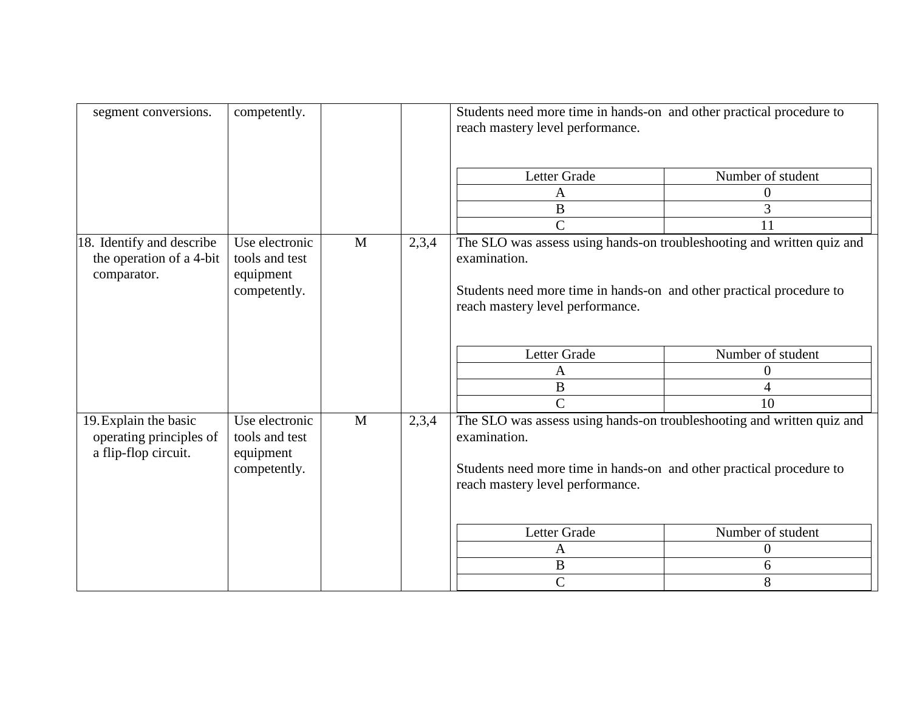| | | | | |
|---|---|---|---|---|
| segment conversions. | competently. | | | Students need more time in hands-on and other practical procedure to reach mastery level performance.<br><br>Letter Grade / Number of student<br>A: 0<br>B: 3<br>C: 11 |
| 18. Identify and describe the operation of a 4-bit comparator. | Use electronic tools and test equipment competently. | M | 2,3,4 | The SLO was assess using hands-on troubleshooting and written quiz and examination.<br><br>Students need more time in hands-on and other practical procedure to reach mastery level performance.<br><br>Letter Grade / Number of student<br>A: 0<br>B: 4<br>C: 10 |
| 19. Explain the basic operating principles of a flip-flop circuit. | Use electronic tools and test equipment competently. | M | 2,3,4 | The SLO was assess using hands-on troubleshooting and written quiz and examination.<br><br>Students need more time in hands-on and other practical procedure to reach mastery level performance.<br><br>Letter Grade / Number of student<br>A: 0<br>B: 6<br>C: 8 |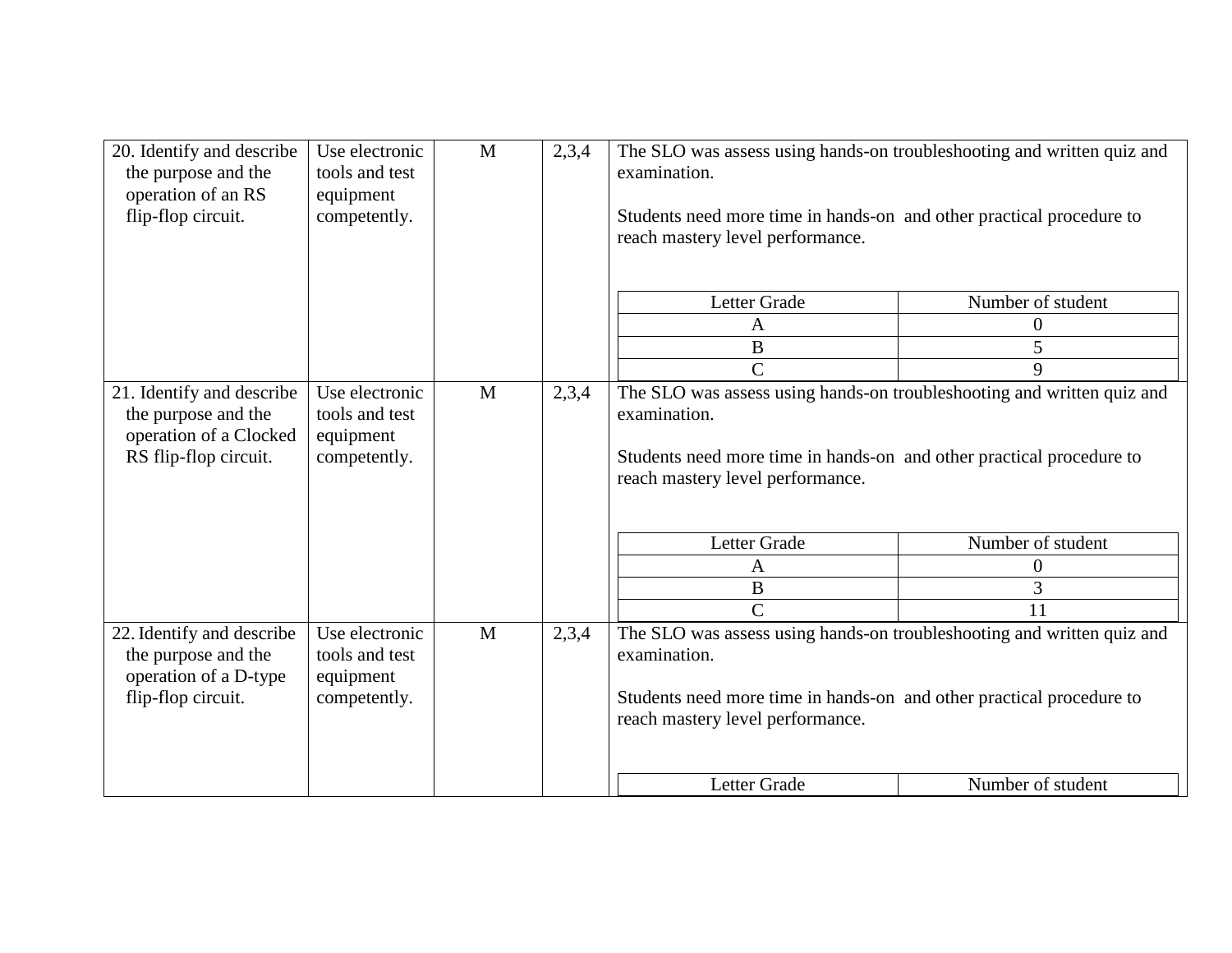| | | | | |
|---|---|---|---|---|
| 20. Identify and describe the purpose and the operation of an RS flip-flop circuit. | Use electronic tools and test equipment competently. | M | 2,3,4 | The SLO was assess using hands-on troubleshooting and written quiz and examination.<br><br>Students need more time in hands-on and other practical procedure to reach mastery level performance.<br><br>Letter Grade / Number of student:<br>A: 0<br>B: 5<br>C: 9 |
| 21. Identify and describe the purpose and the operation of a Clocked RS flip-flop circuit. | Use electronic tools and test equipment competently. | M | 2,3,4 | The SLO was assess using hands-on troubleshooting and written quiz and examination.<br><br>Students need more time in hands-on and other practical procedure to reach mastery level performance.<br><br>Letter Grade / Number of student:<br>A: 0<br>B: 3<br>C: 11 |
| 22. Identify and describe the purpose and the operation of a D-type flip-flop circuit. | Use electronic tools and test equipment competently. | M | 2,3,4 | The SLO was assess using hands-on troubleshooting and written quiz and examination.<br><br>Students need more time in hands-on and other practical procedure to reach mastery level performance.<br><br>Letter Grade / Number of student |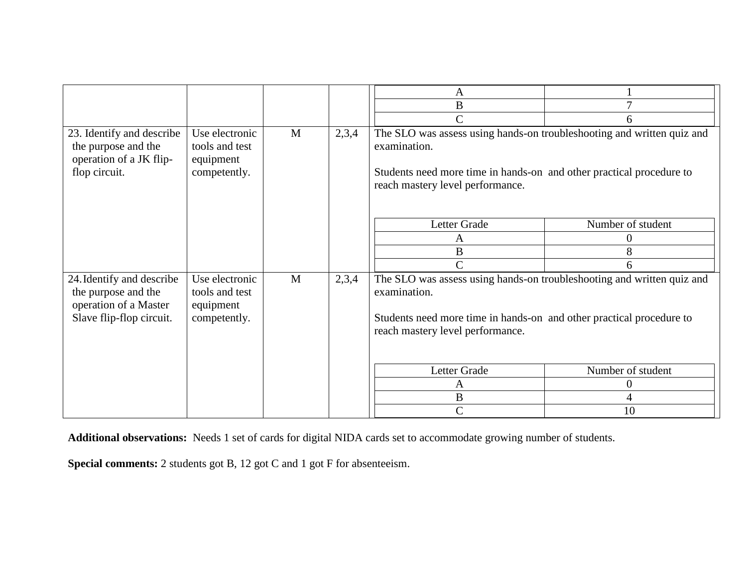| | | | | |
|---|---|---|---|---|
| | | | | A: 1<br>B: 7<br>C: 6 |
| 23. Identify and describe the purpose and the operation of a JK flip-flop circuit. | Use electronic tools and test equipment competently. | M | 2,3,4 | The SLO was assess using hands-on troubleshooting and written quiz and examination.<br><br>Students need more time in hands-on and other practical procedure to reach mastery level performance.<br><br>Letter Grade / Number of student<br>A: 0<br>B: 8<br>C: 6 |
| 24. Identify and describe the purpose and the operation of a Master Slave flip-flop circuit. | Use electronic tools and test equipment competently. | M | 2,3,4 | The SLO was assess using hands-on troubleshooting and written quiz and examination.<br><br>Students need more time in hands-on and other practical procedure to reach mastery level performance.<br><br>Letter Grade / Number of student<br>A: 0<br>B: 4<br>C: 10 |

**Additional observations:** Needs 1 set of cards for digital NIDA cards set to accommodate growing number of students.

**Special comments:** 2 students got B, 12 got C and 1 got F for absenteeism.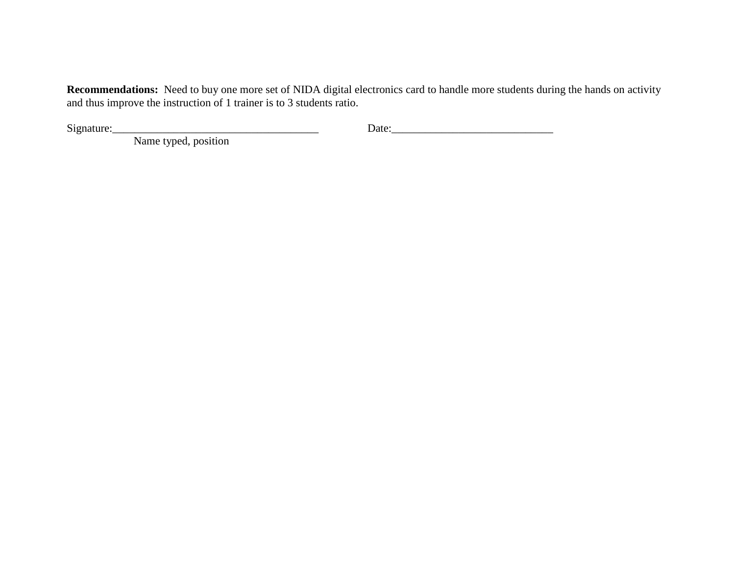**Recommendations:** Need to buy one more set of NIDA digital electronics card to handle more students during the hands on activity and thus improve the instruction of 1 trainer is to 3 students ratio.

Signature:_____________________________________ Date:_____________________________

Name typed, position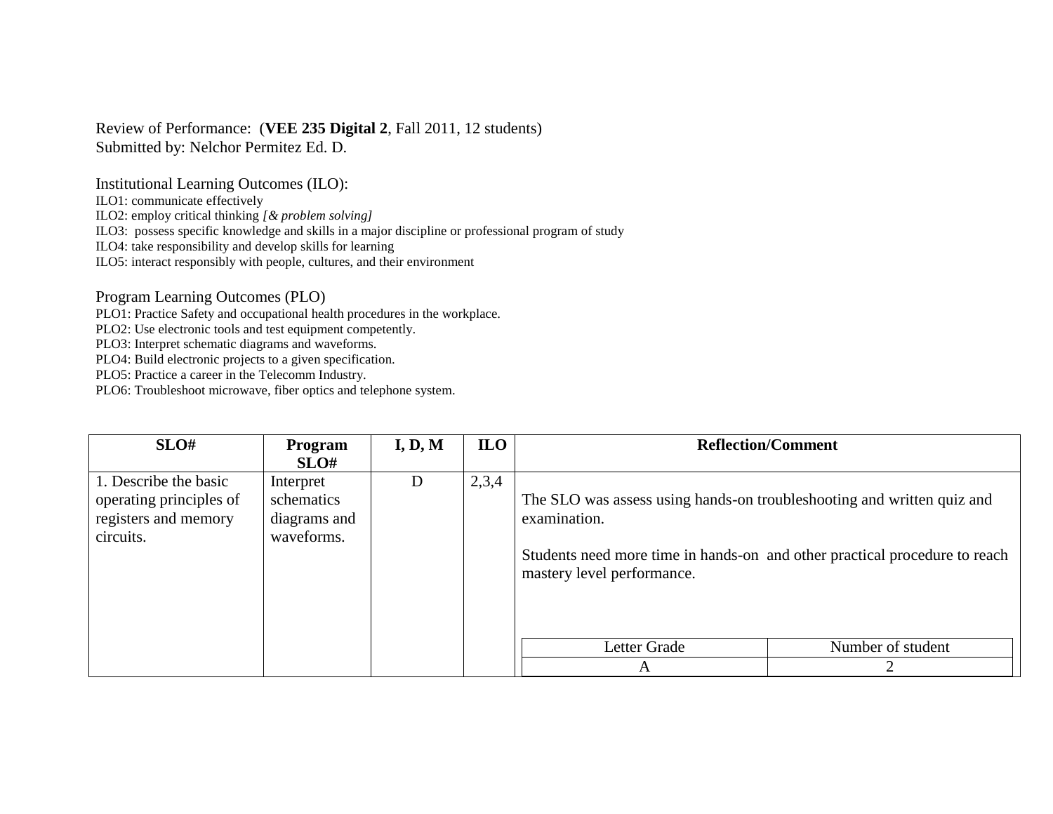Review of Performance: (**VEE 235 Digital 2**, Fall 2011, 12 students)
Submitted by: Nelchor Permitez Ed. D.

Institutional Learning Outcomes (ILO):

ILO1: communicate effectively
ILO2: employ critical thinking *[& problem solving]*
ILO3: possess specific knowledge and skills in a major discipline or professional program of study
ILO4: take responsibility and develop skills for learning
ILO5: interact responsibly with people, cultures, and their environment

Program Learning Outcomes (PLO)

PLO1: Practice Safety and occupational health procedures in the workplace.
PLO2: Use electronic tools and test equipment competently.
PLO3: Interpret schematic diagrams and waveforms.
PLO4: Build electronic projects to a given specification.
PLO5: Practice a career in the Telecomm Industry.
PLO6: Troubleshoot microwave, fiber optics and telephone system.

| SLO# | Program SLO# | I, D, M | ILO | Reflection/Comment |
|---|---|---|---|---|
| 1. Describe the basic operating principles of registers and memory circuits. | Interpret schematics diagrams and waveforms. | D | 2,3,4 | The SLO was assess using hands-on troubleshooting and written quiz and examination.<br><br>Students need more time in hands-on and other practical procedure to reach mastery level performance. |

| Letter Grade | Number of student |
|---|---|
| A | 2 |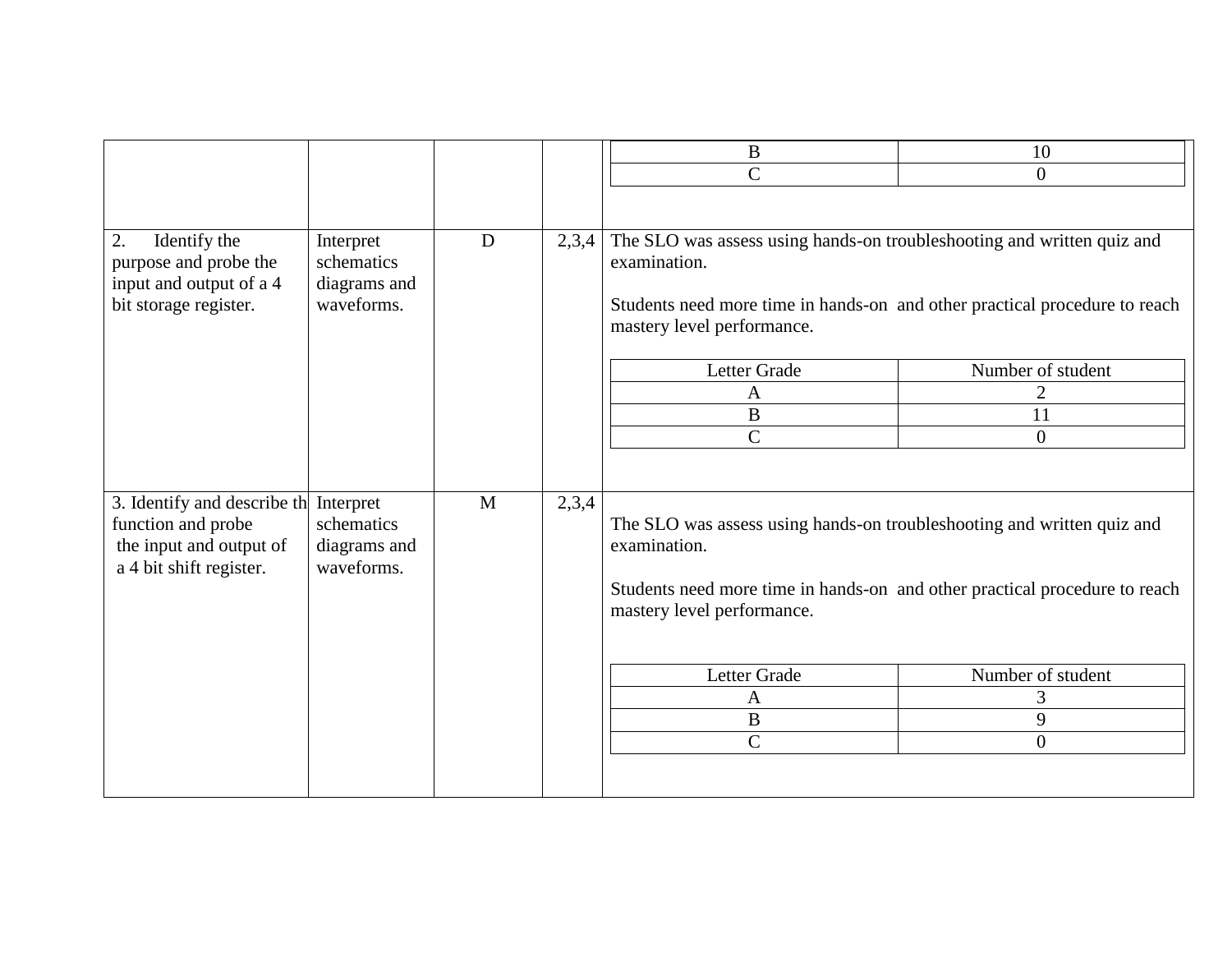| | | | | |
|---|---|---|---|---|
| | | | | <table><tr><td>B</td><td>10</td></tr><tr><td>C</td><td>0</td></tr></table> |
| 2. Identify the purpose and probe the input and output of a 4 bit storage register. | Interpret schematics diagrams and waveforms. | D | 2,3,4 | The SLO was assess using hands-on troubleshooting and written quiz and examination.<br><br>Students need more time in hands-on and other practical procedure to reach mastery level performance.<br><br><table><tr><th>Letter Grade</th><th>Number of student</th></tr><tr><td>A</td><td>2</td></tr><tr><td>B</td><td>11</td></tr><tr><td>C</td><td>0</td></tr></table> |
| 3. Identify and describe th function and probe the input and output of a 4 bit shift register. | Interpret schematics diagrams and waveforms. | M | 2,3,4 | The SLO was assess using hands-on troubleshooting and written quiz and examination.<br><br>Students need more time in hands-on and other practical procedure to reach mastery level performance.<br><br><table><tr><th>Letter Grade</th><th>Number of student</th></tr><tr><td>A</td><td>3</td></tr><tr><td>B</td><td>9</td></tr><tr><td>C</td><td>0</td></tr></table> |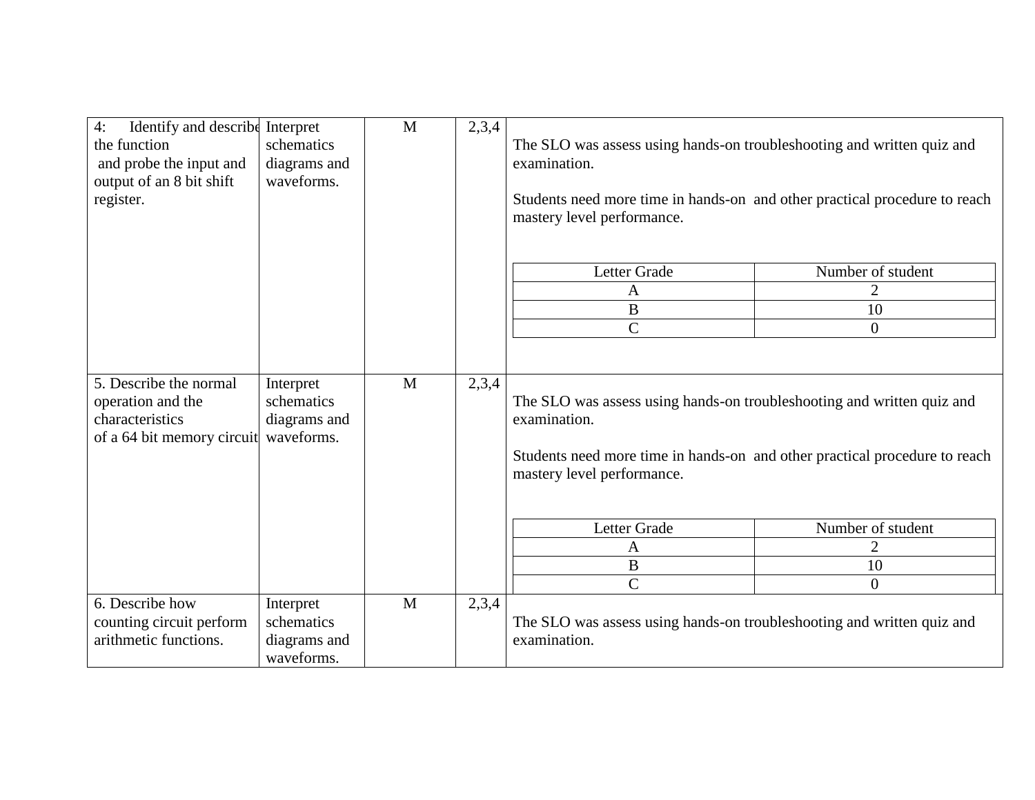| 4: Identify and describe the function and probe the input and output of an 8 bit shift register. | Interpret schematics diagrams and waveforms. | M | 2,3,4 | The SLO was assess using hands-on troubleshooting and written quiz and examination.<br><br>Students need more time in hands-on and other practical procedure to reach mastery level performance.<br><br>Letter Grade: A – 2; B – 10; C – 0 (Number of student) |
|---|---|---|---|---|
| 5. Describe the normal operation and the characteristics of a 64 bit memory circuit | Interpret schematics diagrams and waveforms. | M | 2,3,4 | The SLO was assess using hands-on troubleshooting and written quiz and examination.<br><br>Students need more time in hands-on and other practical procedure to reach mastery level performance.<br><br>Letter Grade: A – 2; B – 10; C – 0 (Number of student) |
| 6. Describe how counting circuit perform arithmetic functions. | Interpret schematics diagrams and waveforms. | M | 2,3,4 | The SLO was assess using hands-on troubleshooting and written quiz and examination. |

SLO 4:

| Letter Grade | Number of student |
|---|---|
| A | 2 |
| B | 10 |
| C | 0 |

SLO 5:

| Letter Grade | Number of student |
|---|---|
| A | 2 |
| B | 10 |
| C | 0 |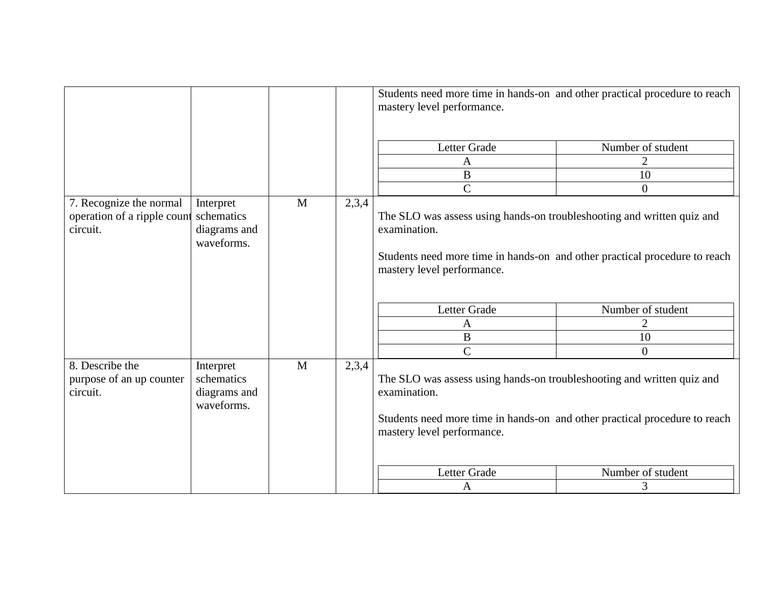| | | | | |
|---|---|---|---|---|
| | | | | Students need more time in hands-on and other practical procedure to reach mastery level performance.<br><br>Letter Grade / Number of student<br>A / 2<br>B / 10<br>C / 0 |
| 7. Recognize the normal operation of a ripple count circuit. | Interpret schematics diagrams and waveforms. | M | 2,3,4 | The SLO was assess using hands-on troubleshooting and written quiz and examination.<br><br>Students need more time in hands-on and other practical procedure to reach mastery level performance.<br><br>Letter Grade / Number of student<br>A / 2<br>B / 10<br>C / 0 |
| 8. Describe the purpose of an up counter circuit. | Interpret schematics diagrams and waveforms. | M | 2,3,4 | The SLO was assess using hands-on troubleshooting and written quiz and examination.<br><br>Students need more time in hands-on and other practical procedure to reach mastery level performance.<br><br>Letter Grade / Number of student<br>A / 3 |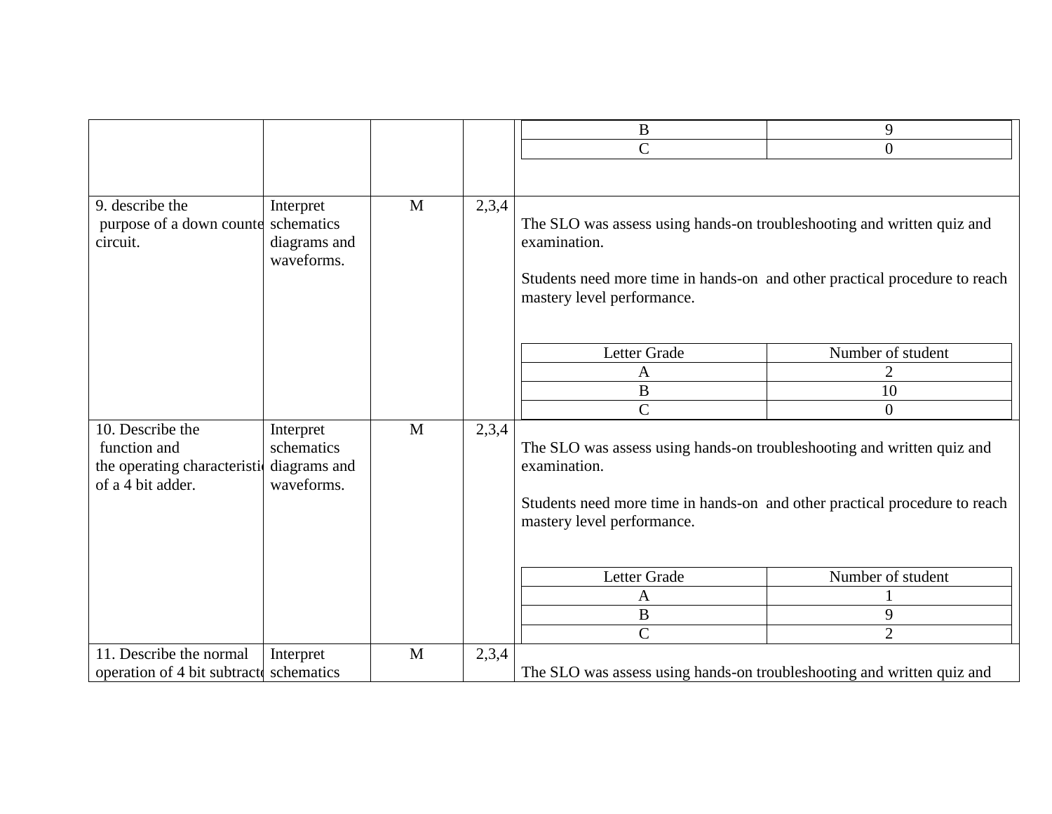| | | | | |
|---|---|---|---|---|
| | | | | <table><tr><td>B</td><td>9</td></tr><tr><td>C</td><td>0</td></tr></table> |
| 9. describe the purpose of a down counte circuit. | Interpret schematics diagrams and waveforms. | M | 2,3,4 | The SLO was assess using hands-on troubleshooting and written quiz and examination.<br><br>Students need more time in hands-on and other practical procedure to reach mastery level performance.<br><br><table><tr><td>Letter Grade</td><td>Number of student</td></tr><tr><td>A</td><td>2</td></tr><tr><td>B</td><td>10</td></tr><tr><td>C</td><td>0</td></tr></table> |
| 10. Describe the function and the operating characteristic of a 4 bit adder. | Interpret schematics diagrams and waveforms. | M | 2,3,4 | The SLO was assess using hands-on troubleshooting and written quiz and examination.<br><br>Students need more time in hands-on and other practical procedure to reach mastery level performance.<br><br><table><tr><td>Letter Grade</td><td>Number of student</td></tr><tr><td>A</td><td>1</td></tr><tr><td>B</td><td>9</td></tr><tr><td>C</td><td>2</td></tr></table> |
| 11. Describe the normal operation of 4 bit subtracto | Interpret schematics | M | 2,3,4 | The SLO was assess using hands-on troubleshooting and written quiz and |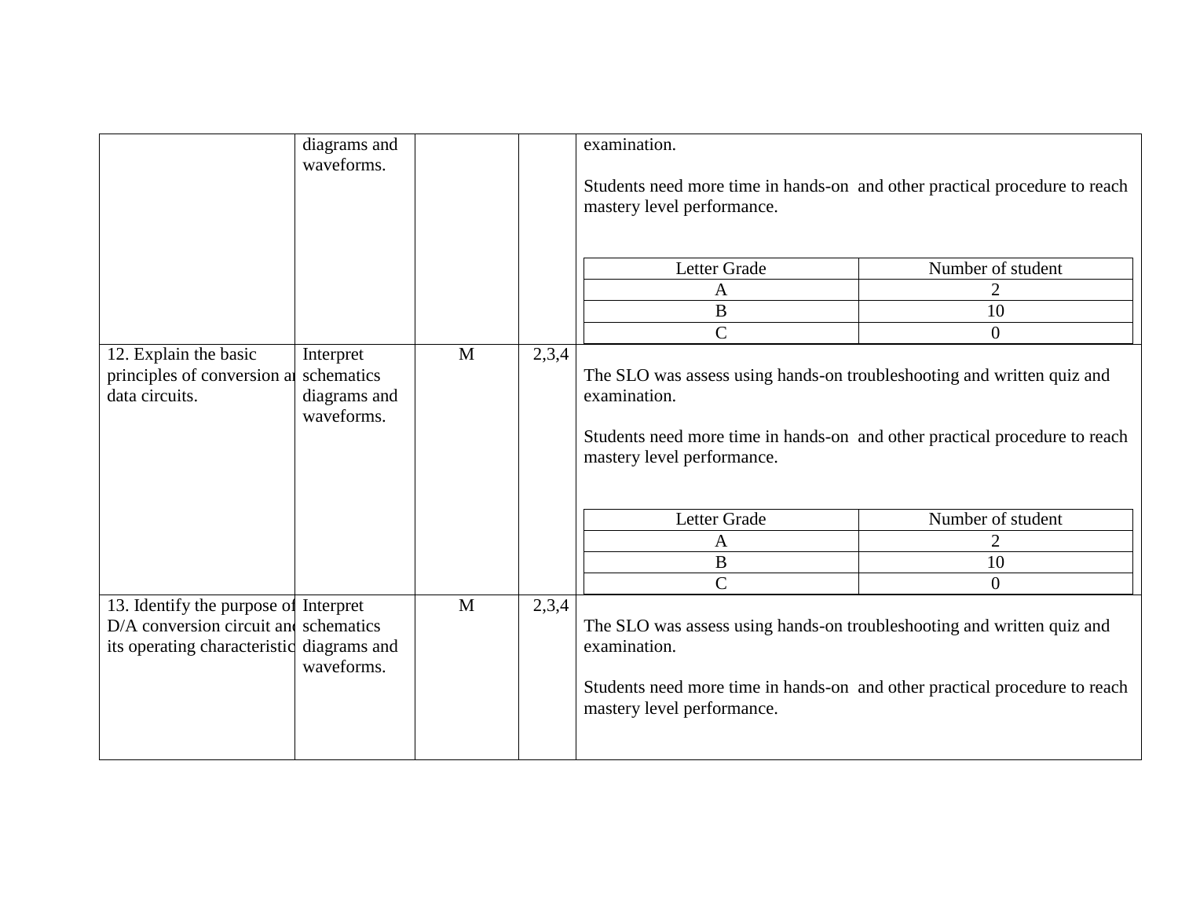| | | | | |
|---|---|---|---|---|
| | diagrams and waveforms. | | | examination.<br><br>Students need more time in hands-on and other practical procedure to reach mastery level performance.<br><br>Letter Grade / Number of student:<br>A: 2<br>B: 10<br>C: 0 |
| 12. Explain the basic principles of conversion and data circuits. | Interpret schematics diagrams and waveforms. | M | 2,3,4 | The SLO was assess using hands-on troubleshooting and written quiz and examination.<br><br>Students need more time in hands-on and other practical procedure to reach mastery level performance.<br><br>Letter Grade / Number of student:<br>A: 2<br>B: 10<br>C: 0 |
| 13. Identify the purpose of D/A conversion circuit and its operating characteristic | Interpret schematics diagrams and waveforms. | M | 2,3,4 | The SLO was assess using hands-on troubleshooting and written quiz and examination.<br><br>Students need more time in hands-on and other practical procedure to reach mastery level performance. |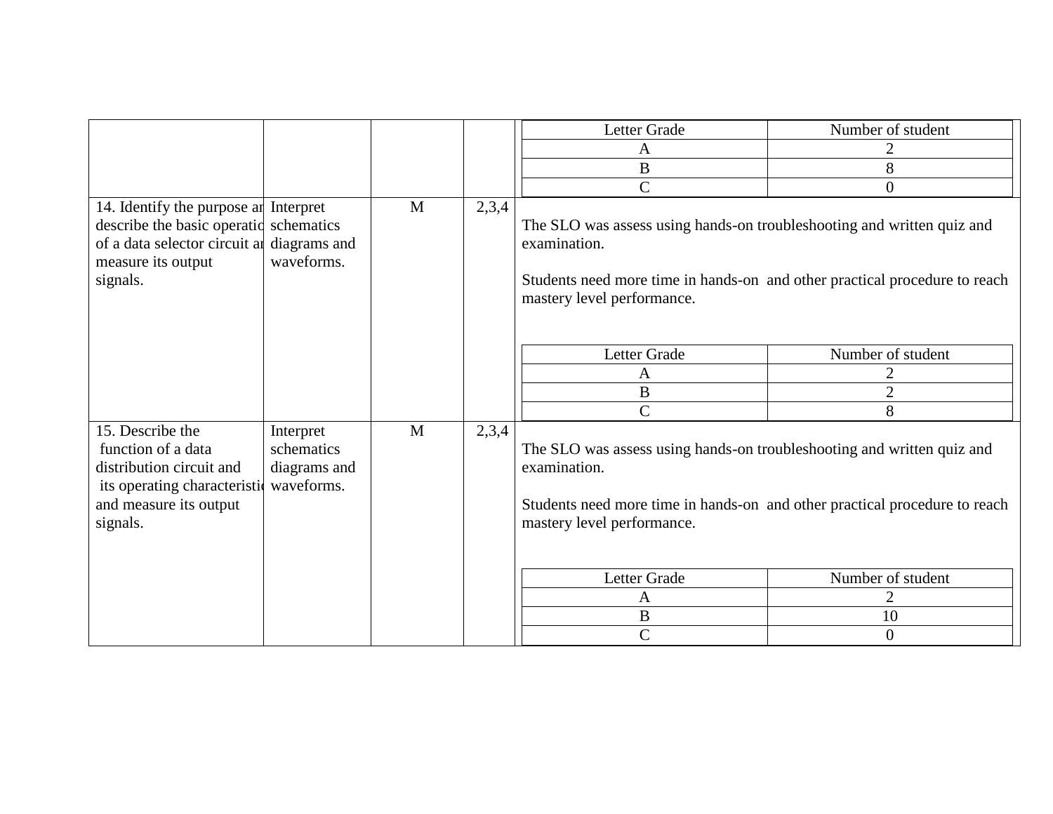| | | | | Letter Grade / Number of student |
|---|---|---|---|---|
| | | | | A: 2<br>B: 8<br>C: 0 |
| 14. Identify the purpose and describe the basic operation of a data selector circuit and measure its output signals. | Interpret schematics diagrams and waveforms. | M | 2,3,4 | The SLO was assess using hands-on troubleshooting and written quiz and examination.<br><br>Students need more time in hands-on and other practical procedure to reach mastery level performance.<br><br>Letter Grade / Number of student<br>A: 2<br>B: 2<br>C: 8 |
| 15. Describe the function of a data distribution circuit and its operating characteristics and measure its output signals. | Interpret schematics diagrams and waveforms. | M | 2,3,4 | The SLO was assess using hands-on troubleshooting and written quiz and examination.<br><br>Students need more time in hands-on and other practical procedure to reach mastery level performance.<br><br>Letter Grade / Number of student<br>A: 2<br>B: 10<br>C: 0 |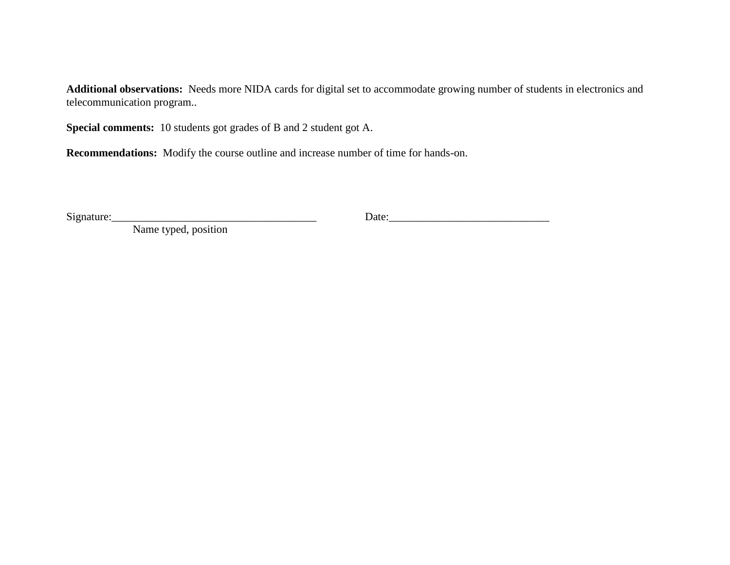**Additional observations:** Needs more NIDA cards for digital set to accommodate growing number of students in electronics and telecommunication program..

**Special comments:** 10 students got grades of B and 2 student got A.

**Recommendations:** Modify the course outline and increase number of time for hands-on.

Signature:_____________________________________ Date:_____________________________

Name typed, position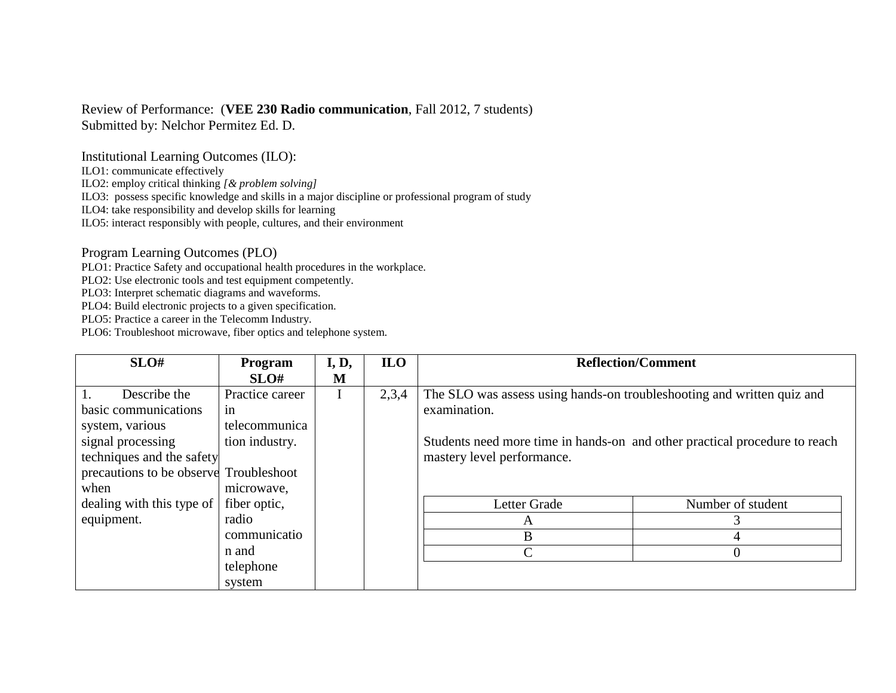Review of Performance: (**VEE 230 Radio communication**, Fall 2012, 7 students)
Submitted by: Nelchor Permitez Ed. D.

Institutional Learning Outcomes (ILO):

ILO1: communicate effectively
ILO2: employ critical thinking *[& problem solving]*
ILO3: possess specific knowledge and skills in a major discipline or professional program of study
ILO4: take responsibility and develop skills for learning
ILO5: interact responsibly with people, cultures, and their environment

Program Learning Outcomes (PLO)

PLO1: Practice Safety and occupational health procedures in the workplace.
PLO2: Use electronic tools and test equipment competently.
PLO3: Interpret schematic diagrams and waveforms.
PLO4: Build electronic projects to a given specification.
PLO5: Practice a career in the Telecomm Industry.
PLO6: Troubleshoot microwave, fiber optics and telephone system.

| SLO# | Program SLO# | I, D, M | ILO | Reflection/Comment |
|---|---|---|---|---|
| 1. Describe the basic communications system, various signal processing techniques and the safety precautions to be observe when dealing with this type of equipment. | Practice career in telecommunication industry.<br><br>Troubleshoot microwave, fiber optic, radio communication and telephone system | I | 2,3,4 | The SLO was assess using hands-on troubleshooting and written quiz and examination.<br><br>Students need more time in hands-on and other practical procedure to reach mastery level performance.<br><br>Letter Grade / Number of student:<br>A: 3<br>B: 4<br>C: 0 |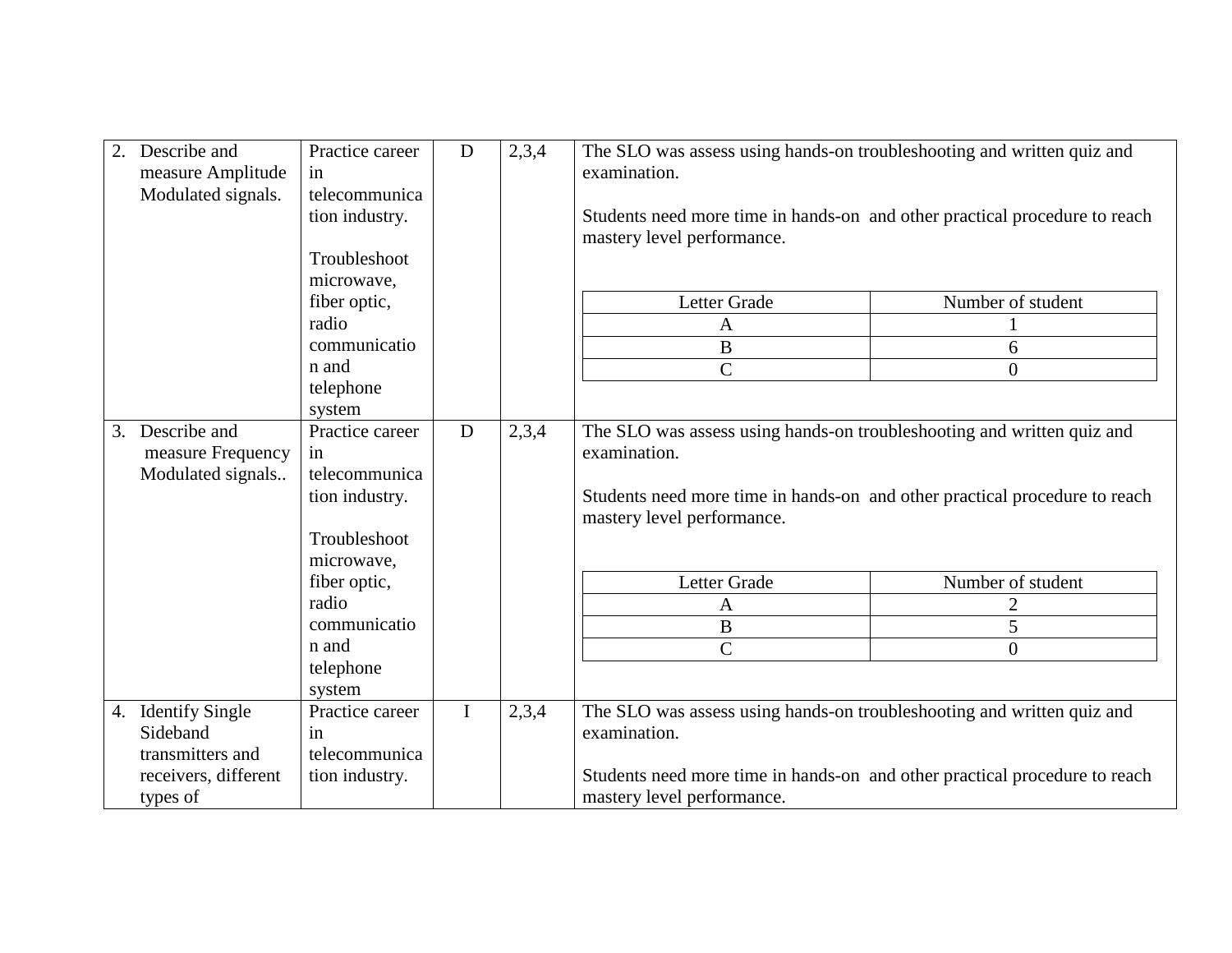| | | | | |
|---|---|---|---|---|
| 2. Describe and measure Amplitude Modulated signals. | Practice career in telecommunication industry.<br><br>Troubleshoot microwave, fiber optic, radio communication and telephone system | D | 2,3,4 | The SLO was assess using hands-on troubleshooting and written quiz and examination.<br><br>Students need more time in hands-on and other practical procedure to reach mastery level performance.<br><br>Letter Grade / Number of student:<br>A: 1<br>B: 6<br>C: 0 |
| 3. Describe and measure Frequency Modulated signals.. | Practice career in telecommunication industry.<br><br>Troubleshoot microwave, fiber optic, radio communication and telephone system | D | 2,3,4 | The SLO was assess using hands-on troubleshooting and written quiz and examination.<br><br>Students need more time in hands-on and other practical procedure to reach mastery level performance.<br><br>Letter Grade / Number of student:<br>A: 2<br>B: 5<br>C: 0 |
| 4. Identify Single Sideband transmitters and receivers, different types of | Practice career in telecommunication industry. | I | 2,3,4 | The SLO was assess using hands-on troubleshooting and written quiz and examination.<br><br>Students need more time in hands-on and other practical procedure to reach mastery level performance. |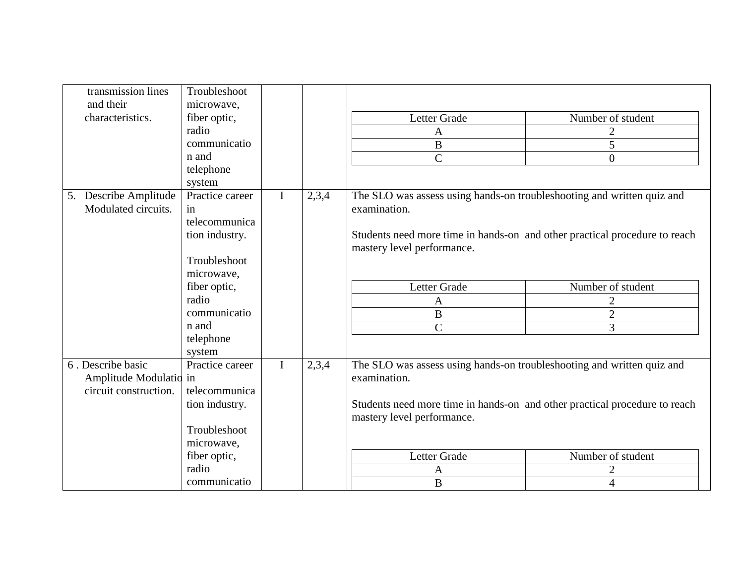| | | | | |
|---|---|---|---|---|
| transmission lines and their characteristics. | Troubleshoot microwave, fiber optic, radio communication and telephone system | | | <table><tr><th>Letter Grade</th><th>Number of student</th></tr><tr><td>A</td><td>2</td></tr><tr><td>B</td><td>5</td></tr><tr><td>C</td><td>0</td></tr></table> |
| 5. Describe Amplitude Modulated circuits. | Practice career in telecommunication industry.<br><br>Troubleshoot microwave, fiber optic, radio communication and telephone system | I | 2,3,4 | The SLO was assess using hands-on troubleshooting and written quiz and examination.<br><br>Students need more time in hands-on and other practical procedure to reach mastery level performance.<br><br><table><tr><th>Letter Grade</th><th>Number of student</th></tr><tr><td>A</td><td>2</td></tr><tr><td>B</td><td>2</td></tr><tr><td>C</td><td>3</td></tr></table> |
| 6 . Describe basic Amplitude Modulatio circuit construction. | Practice career in telecommunication industry.<br><br>Troubleshoot microwave, fiber optic, radio communicatio | I | 2,3,4 | The SLO was assess using hands-on troubleshooting and written quiz and examination.<br><br>Students need more time in hands-on and other practical procedure to reach mastery level performance.<br><br><table><tr><th>Letter Grade</th><th>Number of student</th></tr><tr><td>A</td><td>2</td></tr><tr><td>B</td><td>4</td></tr></table> |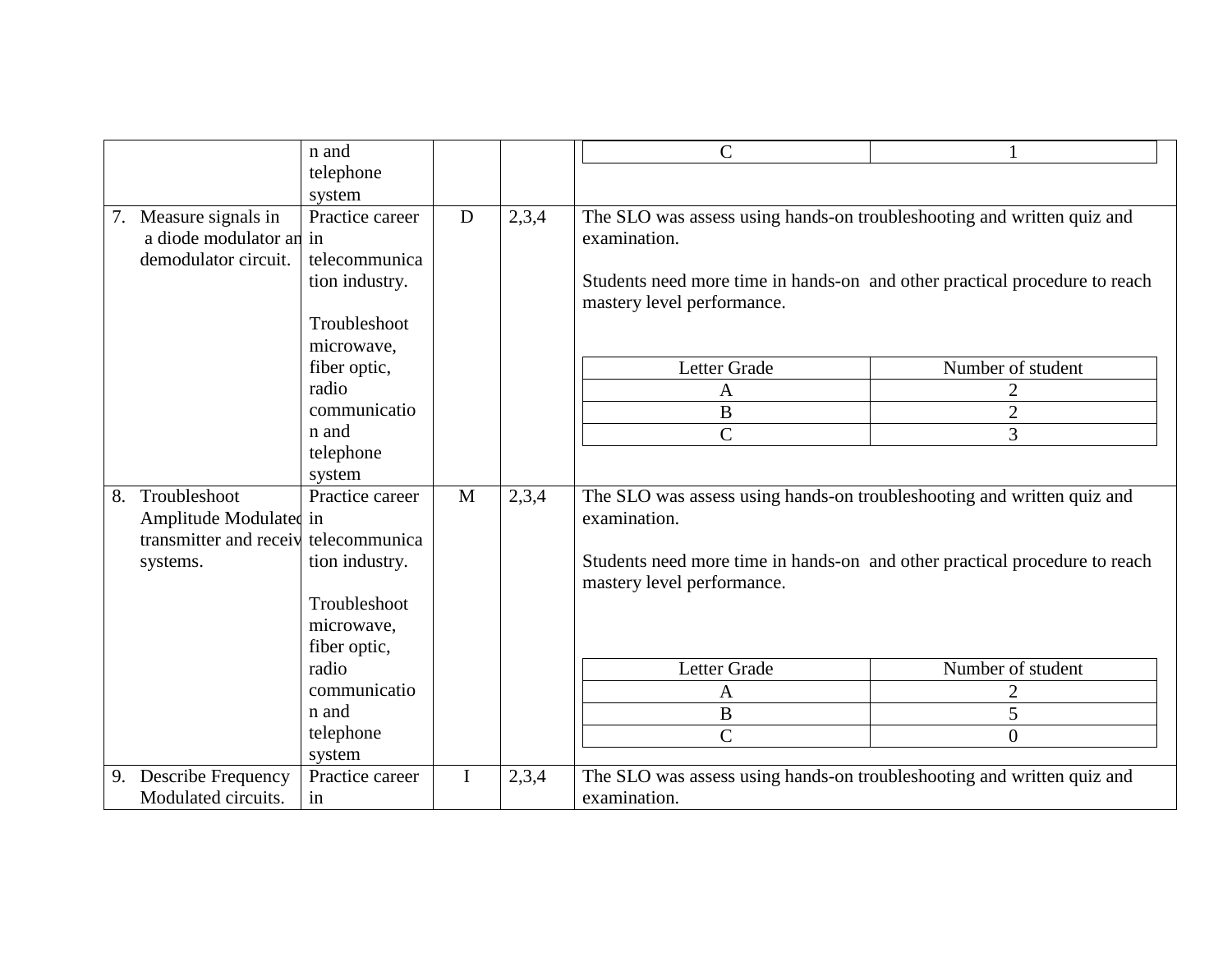| | | | | |
|---|---|---|---|---|
| | n and telephone system | | | <table><tr><td>C</td><td>1</td></tr></table> |
| 7. Measure signals in a diode modulator and demodulator circuit. | Practice career in telecommunication industry.<br><br>Troubleshoot microwave, fiber optic, radio communication and telephone system | D | 2,3,4 | The SLO was assess using hands-on troubleshooting and written quiz and examination.<br><br>Students need more time in hands-on and other practical procedure to reach mastery level performance.<br><br><table><tr><th>Letter Grade</th><th>Number of student</th></tr><tr><td>A</td><td>2</td></tr><tr><td>B</td><td>2</td></tr><tr><td>C</td><td>3</td></tr></table> |
| 8. Troubleshoot Amplitude Modulated transmitter and receiver systems. | Practice career in telecommunication industry.<br><br>Troubleshoot microwave, fiber optic, radio communication and telephone system | M | 2,3,4 | The SLO was assess using hands-on troubleshooting and written quiz and examination.<br><br>Students need more time in hands-on and other practical procedure to reach mastery level performance.<br><br><table><tr><th>Letter Grade</th><th>Number of student</th></tr><tr><td>A</td><td>2</td></tr><tr><td>B</td><td>5</td></tr><tr><td>C</td><td>0</td></tr></table> |
| 9. Describe Frequency Modulated circuits. | Practice career in | I | 2,3,4 | The SLO was assess using hands-on troubleshooting and written quiz and examination. |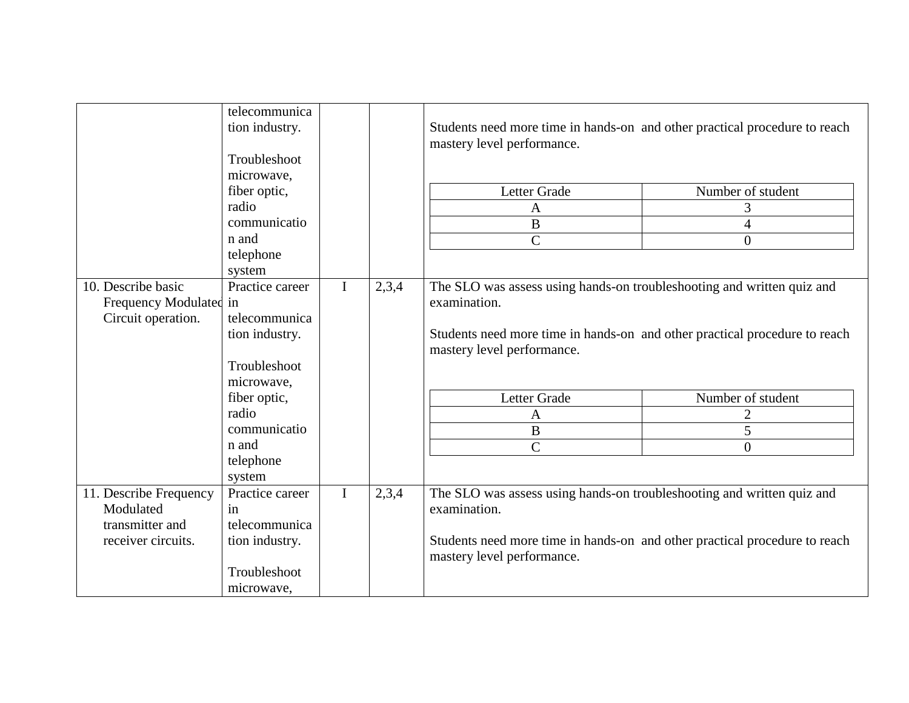| | | | | |
|---|---|---|---|---|
| | telecommunication industry.<br><br>Troubleshoot microwave, fiber optic, radio communication and telephone system | | | Students need more time in hands-on and other practical procedure to reach mastery level performance.<br><br><table><tr><th>Letter Grade</th><th>Number of student</th></tr><tr><td>A</td><td>3</td></tr><tr><td>B</td><td>4</td></tr><tr><td>C</td><td>0</td></tr></table> |
| 10. Describe basic Frequency Modulated Circuit operation. | Practice career in telecommunication industry.<br><br>Troubleshoot microwave, fiber optic, radio communication and telephone system | I | 2,3,4 | The SLO was assess using hands-on troubleshooting and written quiz and examination.<br><br>Students need more time in hands-on and other practical procedure to reach mastery level performance.<br><br><table><tr><th>Letter Grade</th><th>Number of student</th></tr><tr><td>A</td><td>2</td></tr><tr><td>B</td><td>5</td></tr><tr><td>C</td><td>0</td></tr></table> |
| 11. Describe Frequency Modulated transmitter and receiver circuits. | Practice career in telecommunication industry.<br><br>Troubleshoot microwave, | I | 2,3,4 | The SLO was assess using hands-on troubleshooting and written quiz and examination.<br><br>Students need more time in hands-on and other practical procedure to reach mastery level performance. |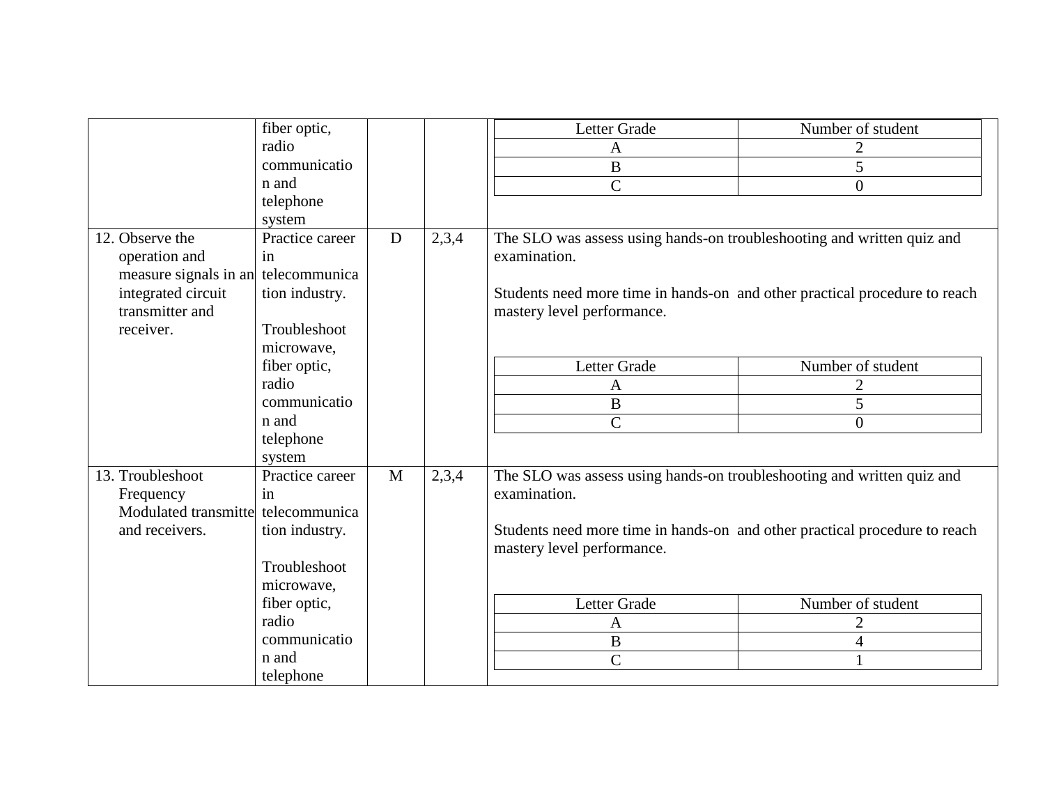| | | | | |
|---|---|---|---|---|
| | fiber optic, radio communication and telephone system | | | <table><tr><th>Letter Grade</th><th>Number of student</th></tr><tr><td>A</td><td>2</td></tr><tr><td>B</td><td>5</td></tr><tr><td>C</td><td>0</td></tr></table> |
| 12. Observe the operation and measure signals in an integrated circuit transmitter and receiver. | Practice career in telecommunication industry.<br><br>Troubleshoot microwave, fiber optic, radio communication and telephone system | D | 2,3,4 | The SLO was assess using hands-on troubleshooting and written quiz and examination.<br><br>Students need more time in hands-on and other practical procedure to reach mastery level performance.<br><br><table><tr><th>Letter Grade</th><th>Number of student</th></tr><tr><td>A</td><td>2</td></tr><tr><td>B</td><td>5</td></tr><tr><td>C</td><td>0</td></tr></table> |
| 13. Troubleshoot Frequency Modulated transmitte and receivers. | Practice career in telecommunication industry.<br><br>Troubleshoot microwave, fiber optic, radio communication and telephone | M | 2,3,4 | The SLO was assess using hands-on troubleshooting and written quiz and examination.<br><br>Students need more time in hands-on and other practical procedure to reach mastery level performance.<br><br><table><tr><th>Letter Grade</th><th>Number of student</th></tr><tr><td>A</td><td>2</td></tr><tr><td>B</td><td>4</td></tr><tr><td>C</td><td>1</td></tr></table> |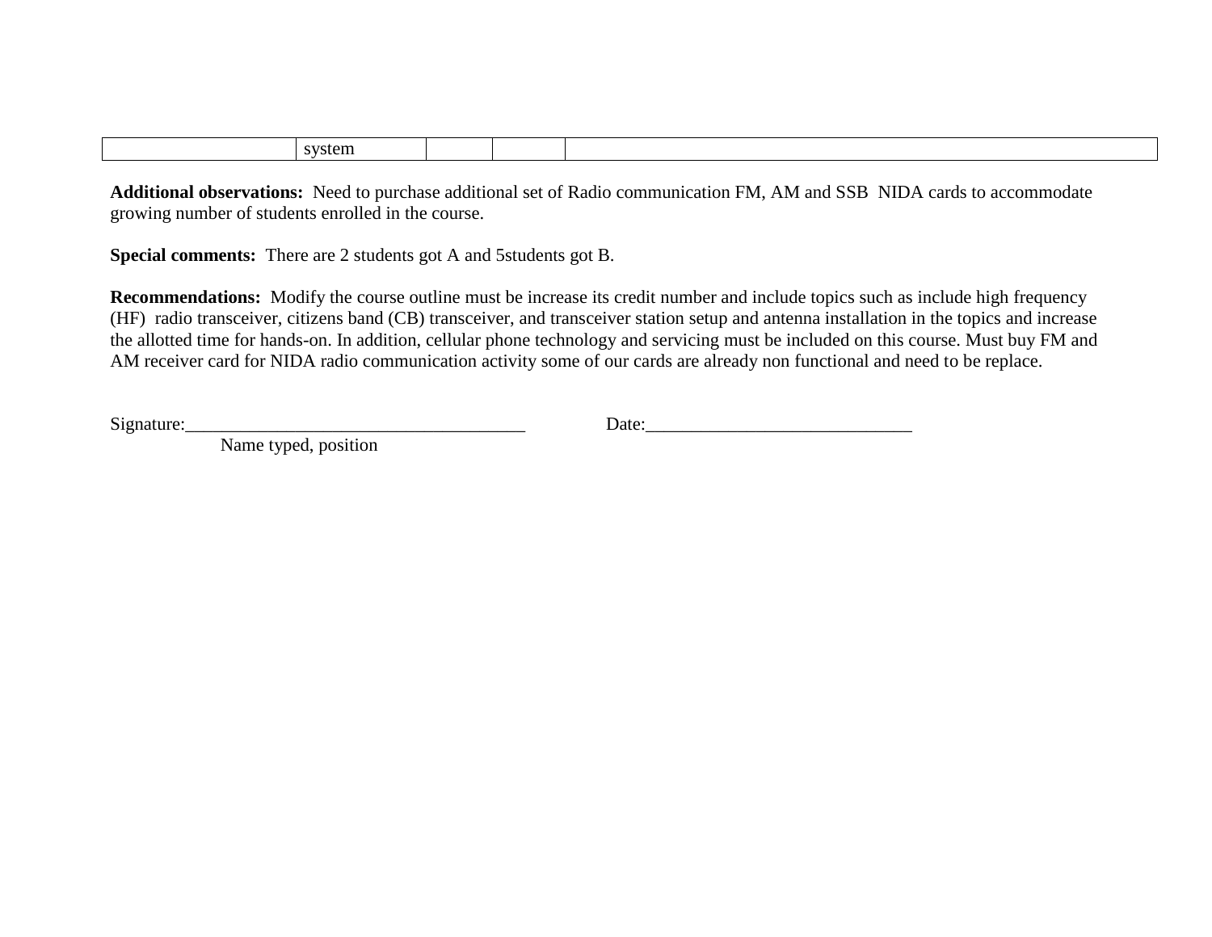|  | system |  |  |  |
|---|---|---|---|---|

**Additional observations:** Need to purchase additional set of Radio communication FM, AM and SSB NIDA cards to accommodate growing number of students enrolled in the course.

**Special comments:** There are 2 students got A and 5students got B.

**Recommendations:** Modify the course outline must be increase its credit number and include topics such as include high frequency (HF) radio transceiver, citizens band (CB) transceiver, and transceiver station setup and antenna installation in the topics and increase the allotted time for hands-on. In addition, cellular phone technology and servicing must be included on this course. Must buy FM and AM receiver card for NIDA radio communication activity some of our cards are already non functional and need to be replace.

Signature:_____________________________________ Date:_____________________________

Name typed, position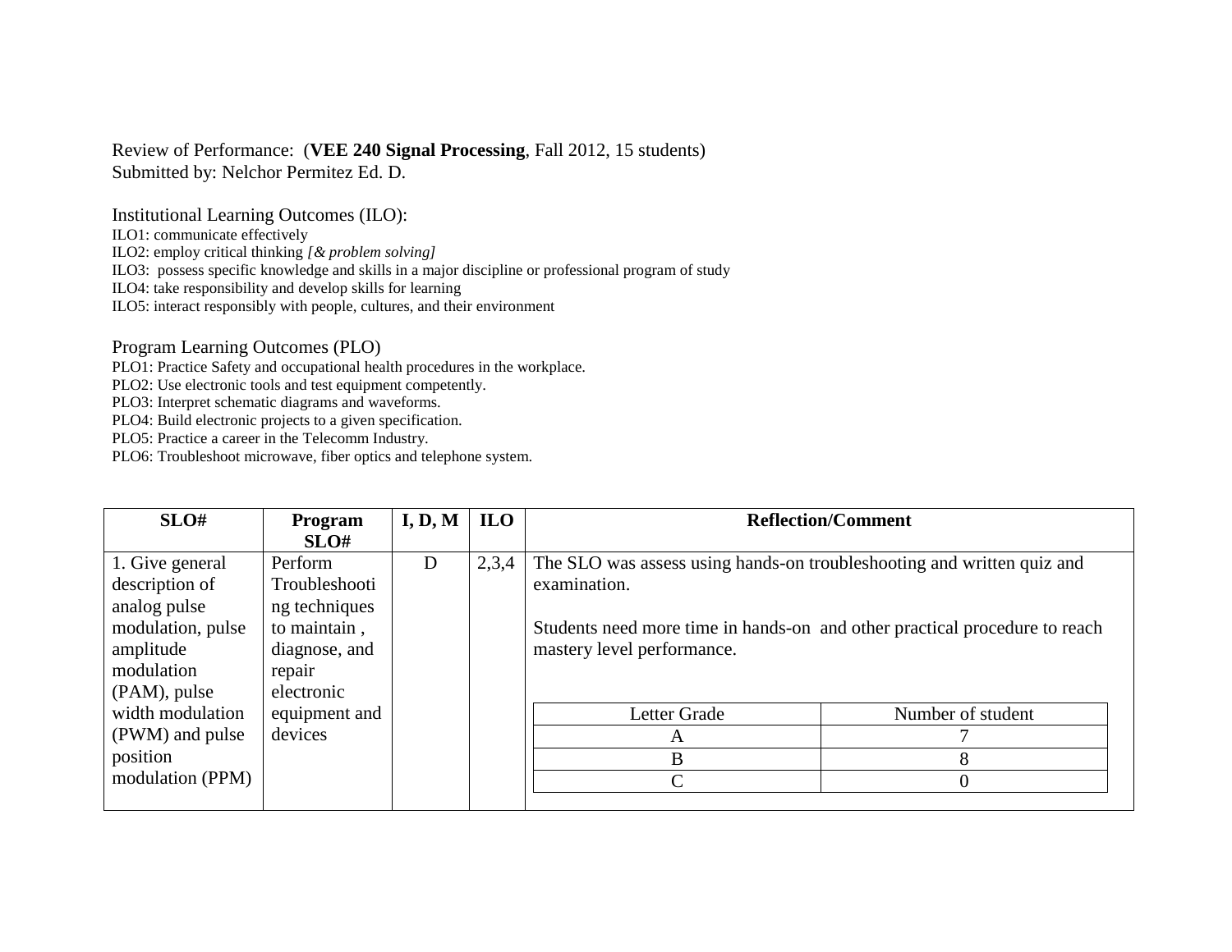Review of Performance: (**VEE 240 Signal Processing**, Fall 2012, 15 students)
Submitted by: Nelchor Permitez Ed. D.

Institutional Learning Outcomes (ILO):

ILO1: communicate effectively
ILO2: employ critical thinking *[& problem solving]*
ILO3: possess specific knowledge and skills in a major discipline or professional program of study
ILO4: take responsibility and develop skills for learning
ILO5: interact responsibly with people, cultures, and their environment

Program Learning Outcomes (PLO)

PLO1: Practice Safety and occupational health procedures in the workplace.
PLO2: Use electronic tools and test equipment competently.
PLO3: Interpret schematic diagrams and waveforms.
PLO4: Build electronic projects to a given specification.
PLO5: Practice a career in the Telecomm Industry.
PLO6: Troubleshoot microwave, fiber optics and telephone system.

| SLO# | Program SLO# | I, D, M | ILO | Reflection/Comment |
|---|---|---|---|---|
| 1. Give general description of analog pulse modulation, pulse amplitude modulation (PAM), pulse width modulation (PWM) and pulse position modulation (PPM) | Perform Troubleshooting techniques to maintain , diagnose, and repair electronic equipment and devices | D | 2,3,4 | The SLO was assess using hands-on troubleshooting and written quiz and examination.<br><br>Students need more time in hands-on and other practical procedure to reach mastery level performance.<br><br>Letter Grade / Number of student:<br>A: 7<br>B: 8<br>C: 0 |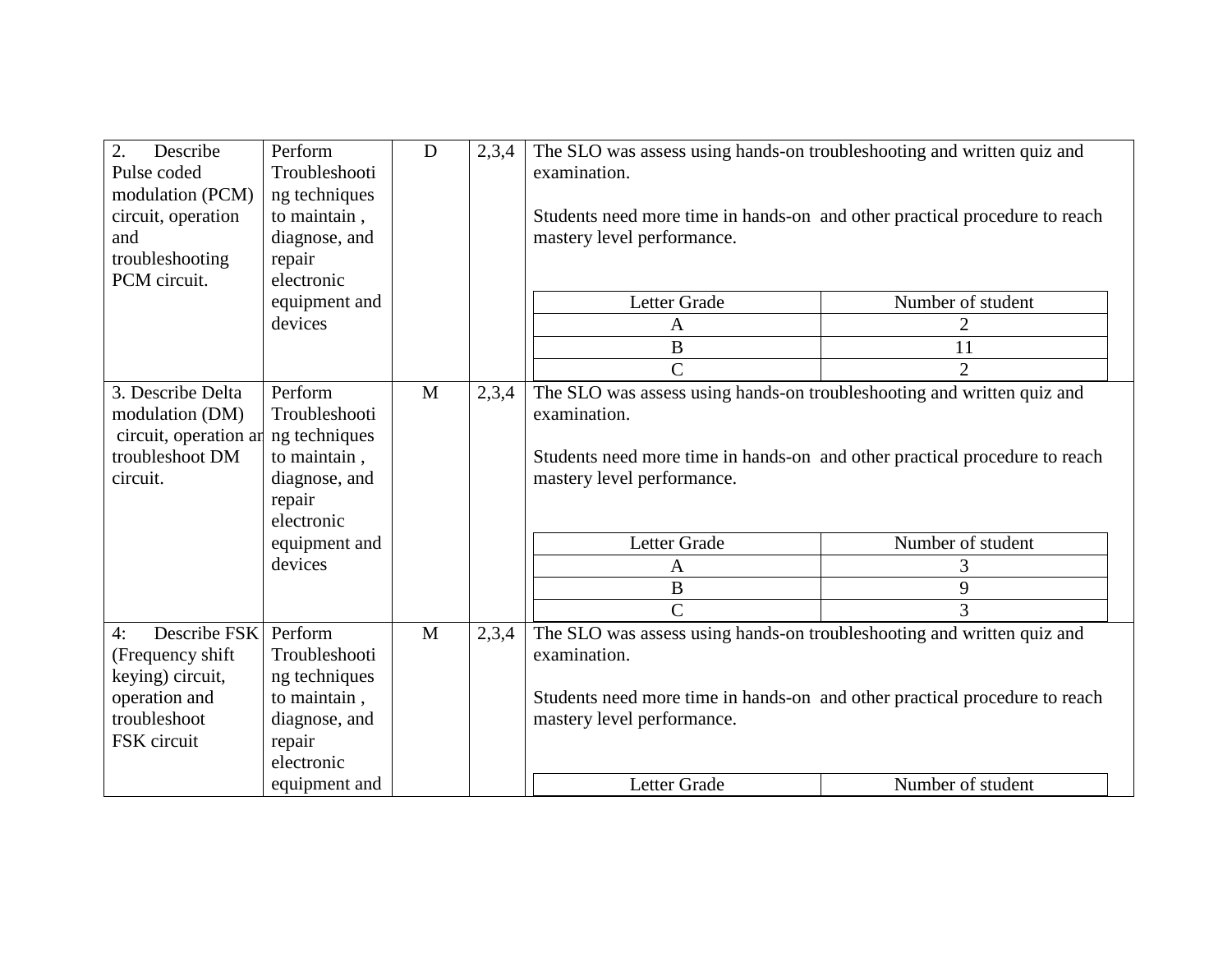| | | | | |
|---|---|---|---|---|
| 2. Describe Pulse coded modulation (PCM) circuit, operation and troubleshooting PCM circuit. | Perform Troubleshooting techniques to maintain , diagnose, and repair electronic equipment and devices | D | 2,3,4 | The SLO was assess using hands-on troubleshooting and written quiz and examination.<br><br>Students need more time in hands-on and other practical procedure to reach mastery level performance.<br><br>Letter Grade / Number of student:<br>A – 2<br>B – 11<br>C – 2 |
| 3. Describe Delta modulation (DM) circuit, operation ar troubleshoot DM circuit. | Perform Troubleshooting techniques to maintain , diagnose, and repair electronic equipment and devices | M | 2,3,4 | The SLO was assess using hands-on troubleshooting and written quiz and examination.<br><br>Students need more time in hands-on and other practical procedure to reach mastery level performance.<br><br>Letter Grade / Number of student:<br>A – 3<br>B – 9<br>C – 3 |
| 4: Describe FSK (Frequency shift keying) circuit, operation and troubleshoot FSK circuit | Perform Troubleshooting techniques to maintain , diagnose, and repair electronic equipment and | M | 2,3,4 | The SLO was assess using hands-on troubleshooting and written quiz and examination.<br><br>Students need more time in hands-on and other practical procedure to reach mastery level performance.<br><br>Letter Grade / Number of student |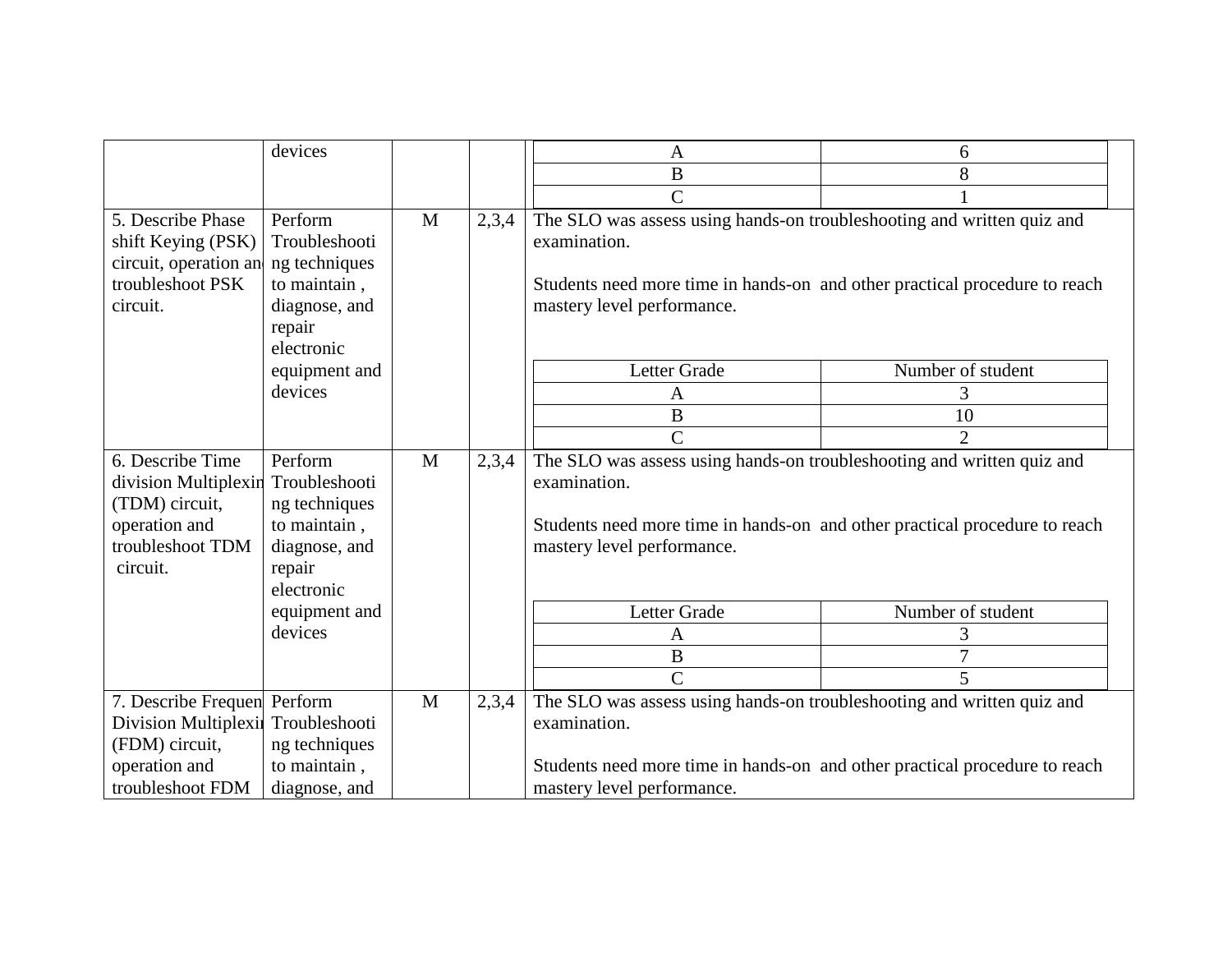| | | | | |
|---|---|---|---|---|
| | devices | | | <table><tr><td>A</td><td>6</td></tr><tr><td>B</td><td>8</td></tr><tr><td>C</td><td>1</td></tr></table> |
| 5. Describe Phase shift Keying (PSK) circuit, operation and troubleshoot PSK circuit. | Perform Troubleshooting techniques to maintain , diagnose, and repair electronic equipment and devices | M | 2,3,4 | The SLO was assess using hands-on troubleshooting and written quiz and examination.<br><br>Students need more time in hands-on and other practical procedure to reach mastery level performance.<br><br><table><tr><th>Letter Grade</th><th>Number of student</th></tr><tr><td>A</td><td>3</td></tr><tr><td>B</td><td>10</td></tr><tr><td>C</td><td>2</td></tr></table> |
| 6. Describe Time division Multiplexing (TDM) circuit, operation and troubleshoot TDM circuit. | Perform Troubleshooting techniques to maintain , diagnose, and repair electronic equipment and devices | M | 2,3,4 | The SLO was assess using hands-on troubleshooting and written quiz and examination.<br><br>Students need more time in hands-on and other practical procedure to reach mastery level performance.<br><br><table><tr><th>Letter Grade</th><th>Number of student</th></tr><tr><td>A</td><td>3</td></tr><tr><td>B</td><td>7</td></tr><tr><td>C</td><td>5</td></tr></table> |
| 7. Describe Frequency Division Multiplexing (FDM) circuit, operation and troubleshoot FDM | Perform Troubleshooting techniques to maintain , diagnose, and | M | 2,3,4 | The SLO was assess using hands-on troubleshooting and written quiz and examination.<br><br>Students need more time in hands-on and other practical procedure to reach mastery level performance. |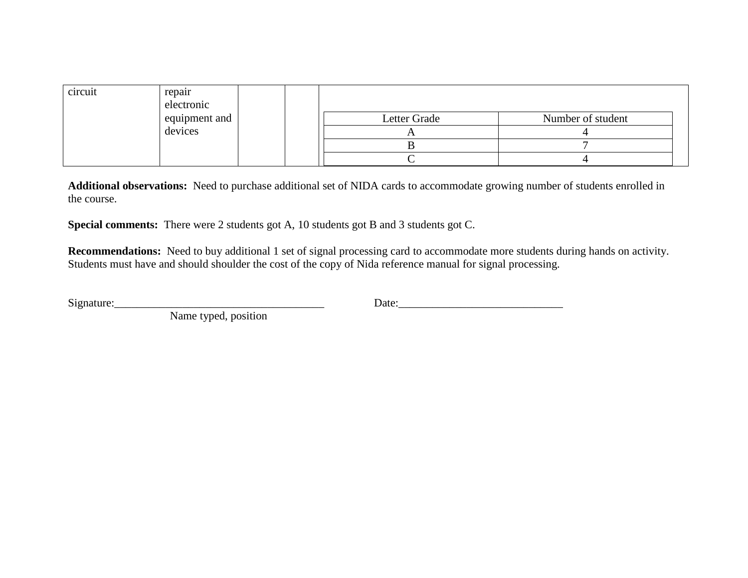| | | | | |
|---|---|---|---|---|
| circuit | repair electronic equipment and devices | | | <table><tr><th>Letter Grade</th><th>Number of student</th></tr><tr><td>A</td><td>4</td></tr><tr><td>B</td><td>7</td></tr><tr><td>C</td><td>4</td></tr></table> |

**Additional observations:** Need to purchase additional set of NIDA cards to accommodate growing number of students enrolled in the course.

**Special comments:** There were 2 students got A, 10 students got B and 3 students got C.

**Recommendations:** Need to buy additional 1 set of signal processing card to accommodate more students during hands on activity. Students must have and should shoulder the cost of the copy of Nida reference manual for signal processing.

Signature:______________________________________ Date:_____________________________

Name typed, position